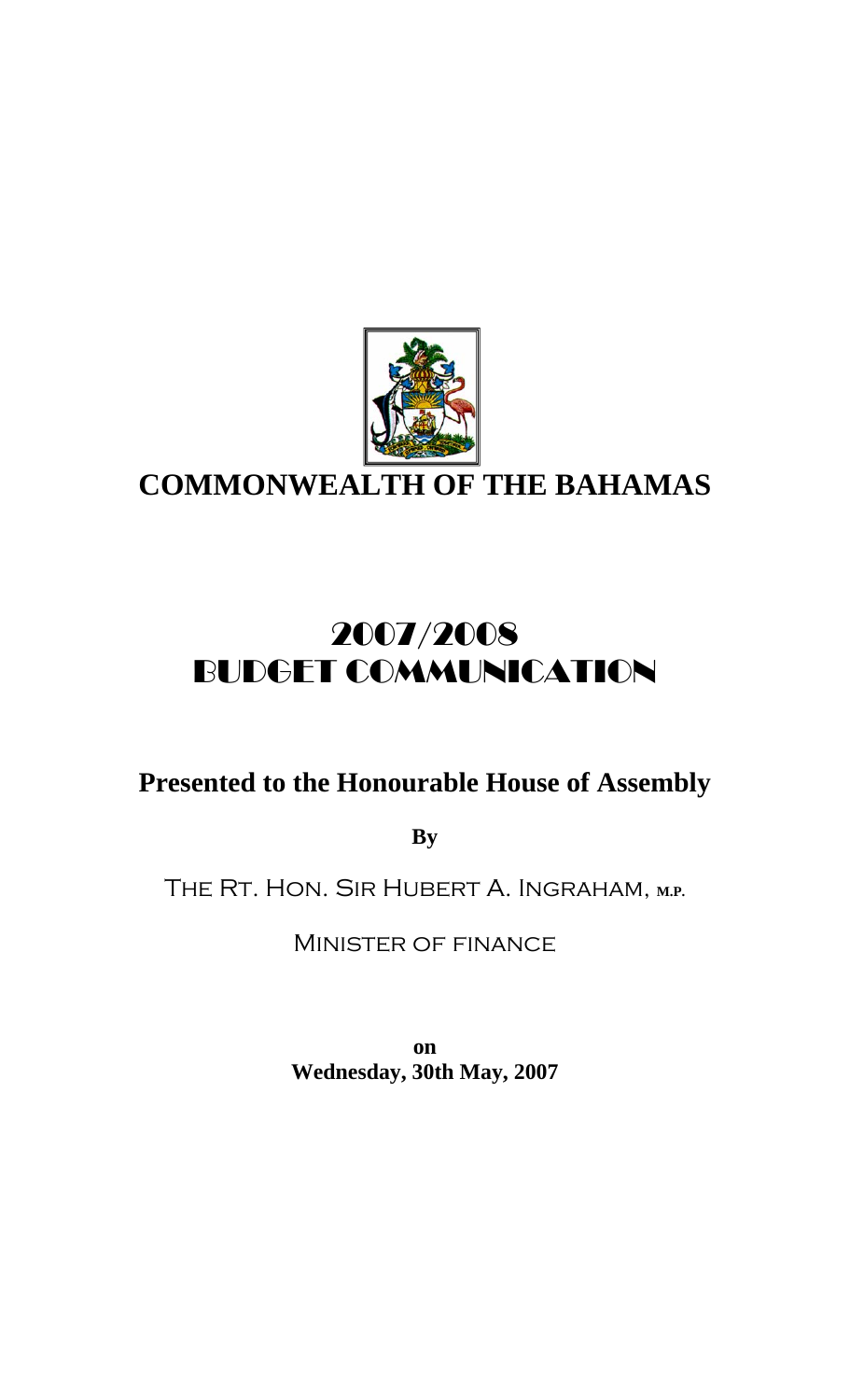# COMMONWEALTH OF THE BAHAMAS

# 2007/2008 BUDGET COMMUNICATION

## Presented to the Honourable House of Assembly

**By**

THE RT. HON. SIR HUBERT A. INGRAHAM, M.P.

MINISTER OF FINANCE

**on**
**Wednesday, 30th May, 2007**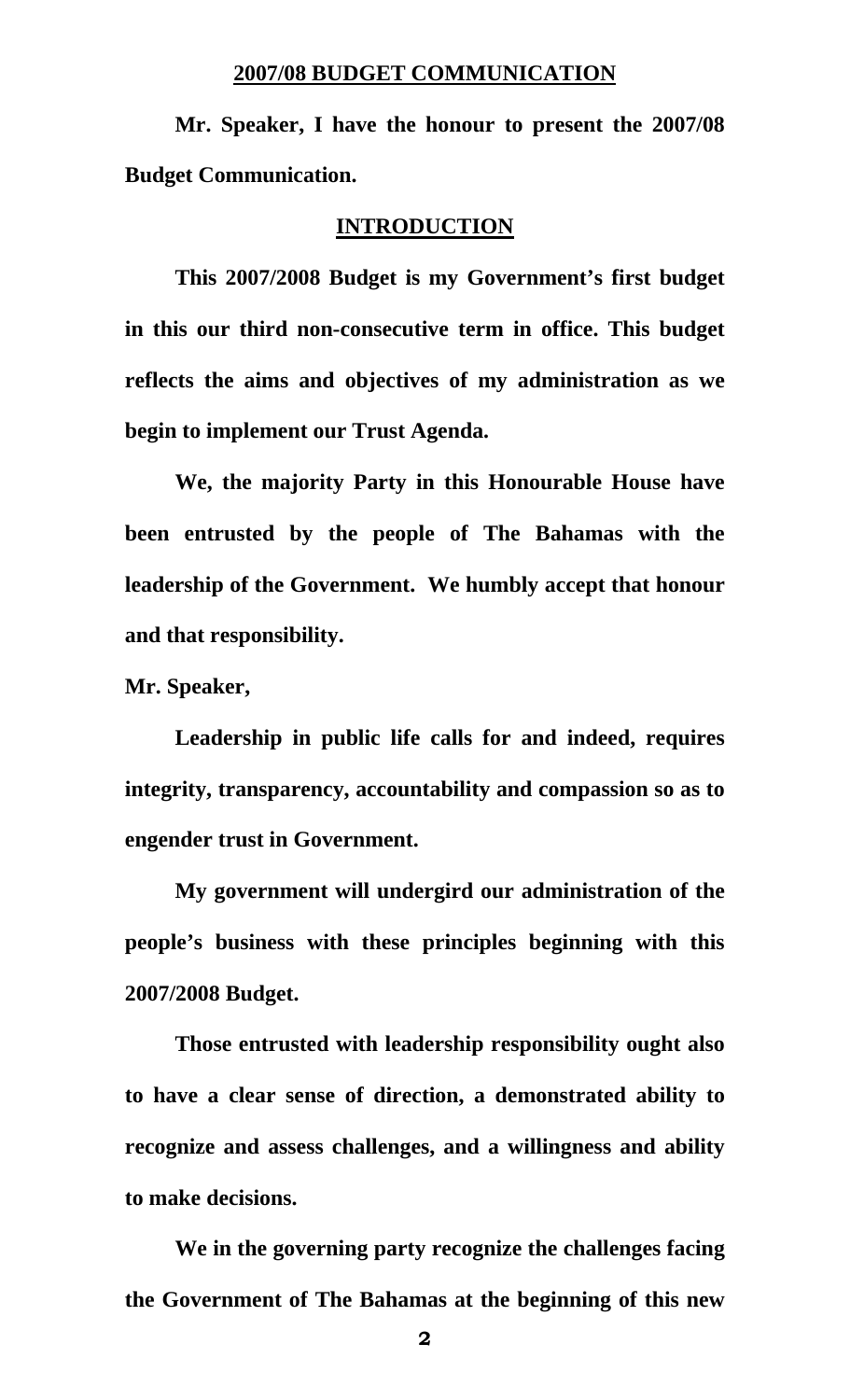## 2007/08 BUDGET COMMUNICATION

**Mr. Speaker, I have the honour to present the 2007/08 Budget Communication.**

## INTRODUCTION

**This 2007/2008 Budget is my Government's first budget in this our third non-consecutive term in office. This budget reflects the aims and objectives of my administration as we begin to implement our Trust Agenda.**

**We, the majority Party in this Honourable House have been entrusted by the people of The Bahamas with the leadership of the Government. We humbly accept that honour and that responsibility.**

**Mr. Speaker,**

**Leadership in public life calls for and indeed, requires integrity, transparency, accountability and compassion so as to engender trust in Government.**

**My government will undergird our administration of the people's business with these principles beginning with this 2007/2008 Budget.**

**Those entrusted with leadership responsibility ought also to have a clear sense of direction, a demonstrated ability to recognize and assess challenges, and a willingness and ability to make decisions.**

**We in the governing party recognize the challenges facing the Government of The Bahamas at the beginning of this new**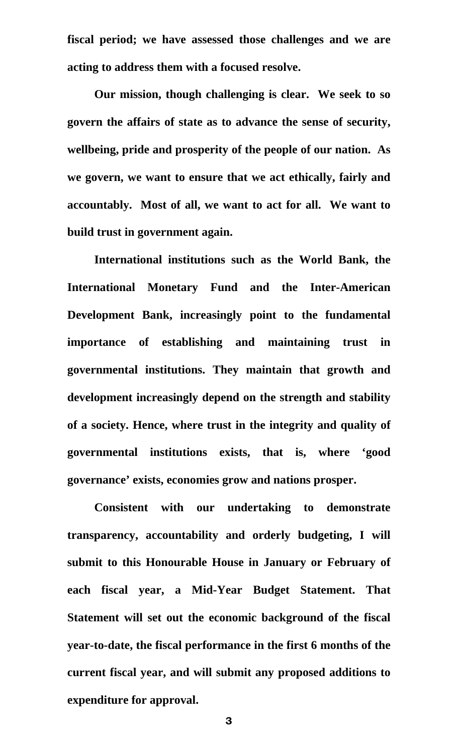**fiscal period; we have assessed those challenges and we are acting to address them with a focused resolve.**

**Our mission, though challenging is clear. We seek to so govern the affairs of state as to advance the sense of security, wellbeing, pride and prosperity of the people of our nation. As we govern, we want to ensure that we act ethically, fairly and accountably. Most of all, we want to act for all. We want to build trust in government again.**

**International institutions such as the World Bank, the International Monetary Fund and the Inter-American Development Bank, increasingly point to the fundamental importance of establishing and maintaining trust in governmental institutions. They maintain that growth and development increasingly depend on the strength and stability of a society. Hence, where trust in the integrity and quality of governmental institutions exists, that is, where 'good governance' exists, economies grow and nations prosper.**

**Consistent with our undertaking to demonstrate transparency, accountability and orderly budgeting, I will submit to this Honourable House in January or February of each fiscal year, a Mid-Year Budget Statement. That Statement will set out the economic background of the fiscal year-to-date, the fiscal performance in the first 6 months of the current fiscal year, and will submit any proposed additions to expenditure for approval.**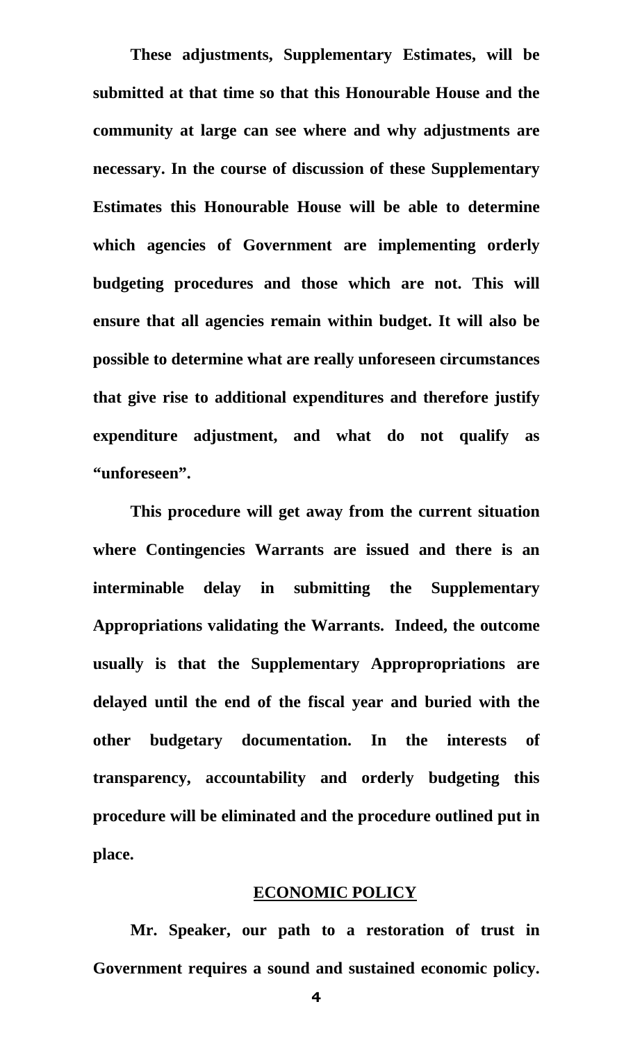**These adjustments, Supplementary Estimates, will be submitted at that time so that this Honourable House and the community at large can see where and why adjustments are necessary. In the course of discussion of these Supplementary Estimates this Honourable House will be able to determine which agencies of Government are implementing orderly budgeting procedures and those which are not. This will ensure that all agencies remain within budget. It will also be possible to determine what are really unforeseen circumstances that give rise to additional expenditures and therefore justify expenditure adjustment, and what do not qualify as "unforeseen".**

**This procedure will get away from the current situation where Contingencies Warrants are issued and there is an interminable delay in submitting the Supplementary Appropriations validating the Warrants. Indeed, the outcome usually is that the Supplementary Appropropriations are delayed until the end of the fiscal year and buried with the other budgetary documentation. In the interests of transparency, accountability and orderly budgeting this procedure will be eliminated and the procedure outlined put in place.**

## ECONOMIC POLICY

**Mr. Speaker, our path to a restoration of trust in Government requires a sound and sustained economic policy.**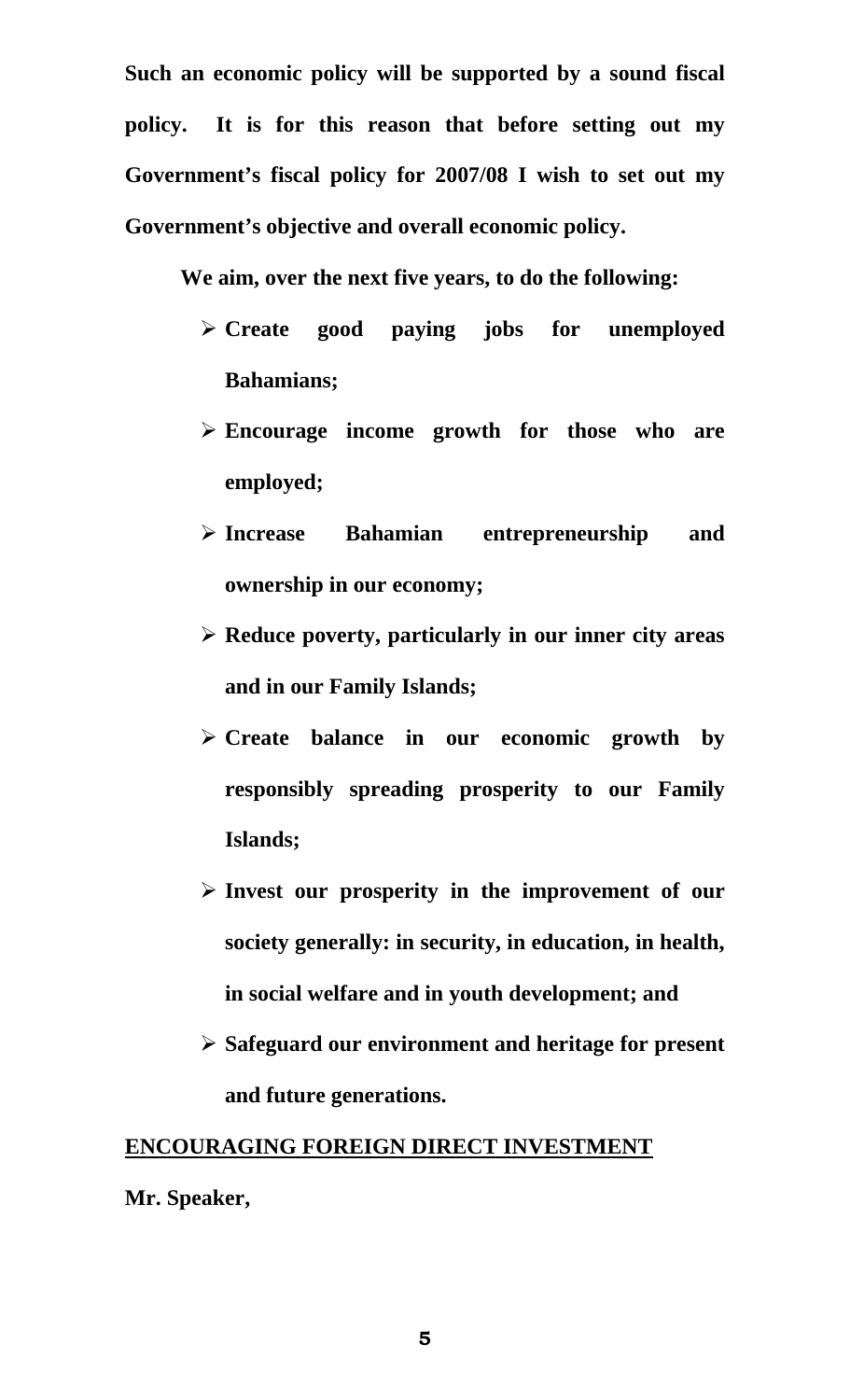**Such an economic policy will be supported by a sound fiscal policy. It is for this reason that before setting out my Government's fiscal policy for 2007/08 I wish to set out my Government's objective and overall economic policy.**

**We aim, over the next five years, to do the following:**

- **Create good paying jobs for unemployed Bahamians;**
- **Encourage income growth for those who are employed;**
- **Increase Bahamian entrepreneurship and ownership in our economy;**
- **Reduce poverty, particularly in our inner city areas and in our Family Islands;**
- **Create balance in our economic growth by responsibly spreading prosperity to our Family Islands;**
- **Invest our prosperity in the improvement of our society generally: in security, in education, in health, in social welfare and in youth development; and**
- **Safeguard our environment and heritage for present and future generations.**

## ENCOURAGING FOREIGN DIRECT INVESTMENT

**Mr. Speaker,**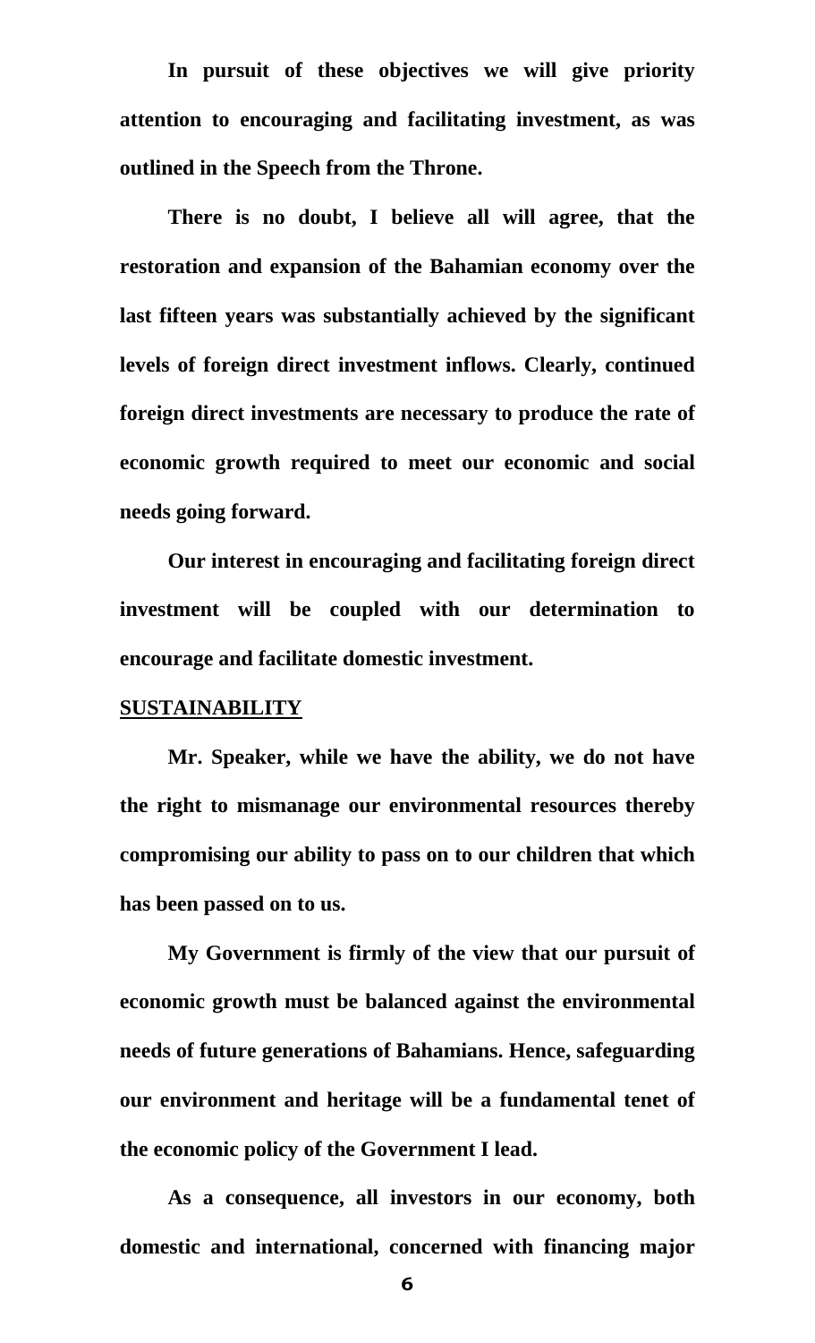**In pursuit of these objectives we will give priority attention to encouraging and facilitating investment, as was outlined in the Speech from the Throne.**

**There is no doubt, I believe all will agree, that the restoration and expansion of the Bahamian economy over the last fifteen years was substantially achieved by the significant levels of foreign direct investment inflows. Clearly, continued foreign direct investments are necessary to produce the rate of economic growth required to meet our economic and social needs going forward.**

**Our interest in encouraging and facilitating foreign direct investment will be coupled with our determination to encourage and facilitate domestic investment.**

## SUSTAINABILITY

**Mr. Speaker, while we have the ability, we do not have the right to mismanage our environmental resources thereby compromising our ability to pass on to our children that which has been passed on to us.**

**My Government is firmly of the view that our pursuit of economic growth must be balanced against the environmental needs of future generations of Bahamians. Hence, safeguarding our environment and heritage will be a fundamental tenet of the economic policy of the Government I lead.**

**As a consequence, all investors in our economy, both domestic and international, concerned with financing major**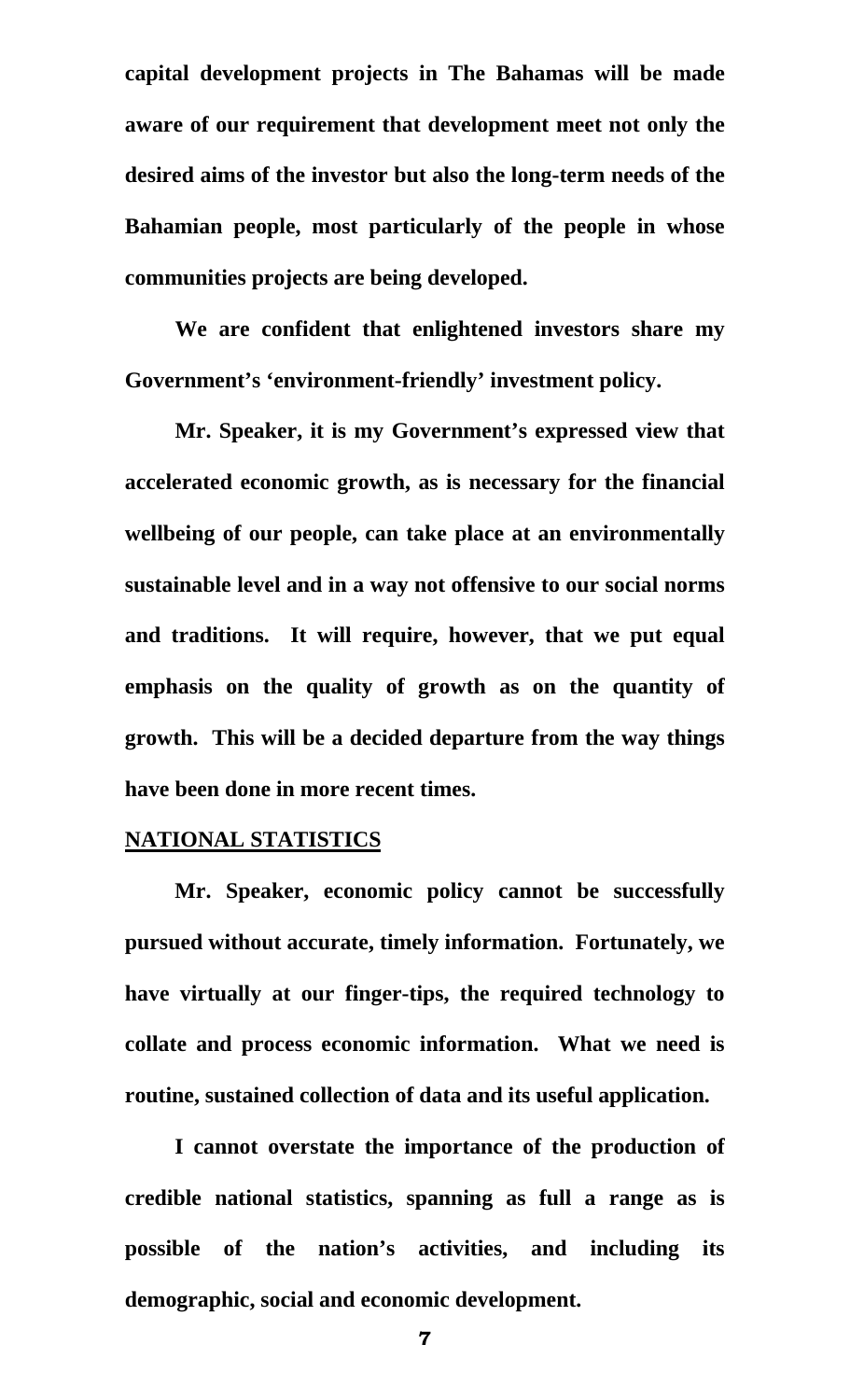**capital development projects in The Bahamas will be made aware of our requirement that development meet not only the desired aims of the investor but also the long-term needs of the Bahamian people, most particularly of the people in whose communities projects are being developed.**

**We are confident that enlightened investors share my Government's 'environment-friendly' investment policy.**

**Mr. Speaker, it is my Government's expressed view that accelerated economic growth, as is necessary for the financial wellbeing of our people, can take place at an environmentally sustainable level and in a way not offensive to our social norms and traditions. It will require, however, that we put equal emphasis on the quality of growth as on the quantity of growth. This will be a decided departure from the way things have been done in more recent times.**

## NATIONAL STATISTICS

**Mr. Speaker, economic policy cannot be successfully pursued without accurate, timely information. Fortunately, we have virtually at our finger-tips, the required technology to collate and process economic information. What we need is routine, sustained collection of data and its useful application.**

**I cannot overstate the importance of the production of credible national statistics, spanning as full a range as is possible of the nation's activities, and including its demographic, social and economic development.**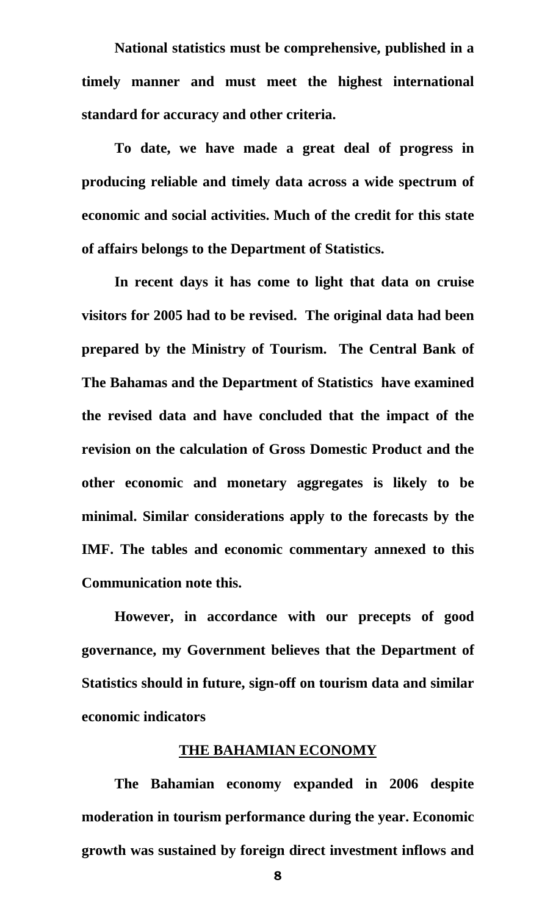**National statistics must be comprehensive, published in a timely manner and must meet the highest international standard for accuracy and other criteria.**

**To date, we have made a great deal of progress in producing reliable and timely data across a wide spectrum of economic and social activities. Much of the credit for this state of affairs belongs to the Department of Statistics.**

**In recent days it has come to light that data on cruise visitors for 2005 had to be revised. The original data had been prepared by the Ministry of Tourism. The Central Bank of The Bahamas and the Department of Statistics have examined the revised data and have concluded that the impact of the revision on the calculation of Gross Domestic Product and the other economic and monetary aggregates is likely to be minimal. Similar considerations apply to the forecasts by the IMF. The tables and economic commentary annexed to this Communication note this.**

**However, in accordance with our precepts of good governance, my Government believes that the Department of Statistics should in future, sign-off on tourism data and similar economic indicators**

## THE BAHAMIAN ECONOMY

**The Bahamian economy expanded in 2006 despite moderation in tourism performance during the year. Economic growth was sustained by foreign direct investment inflows and**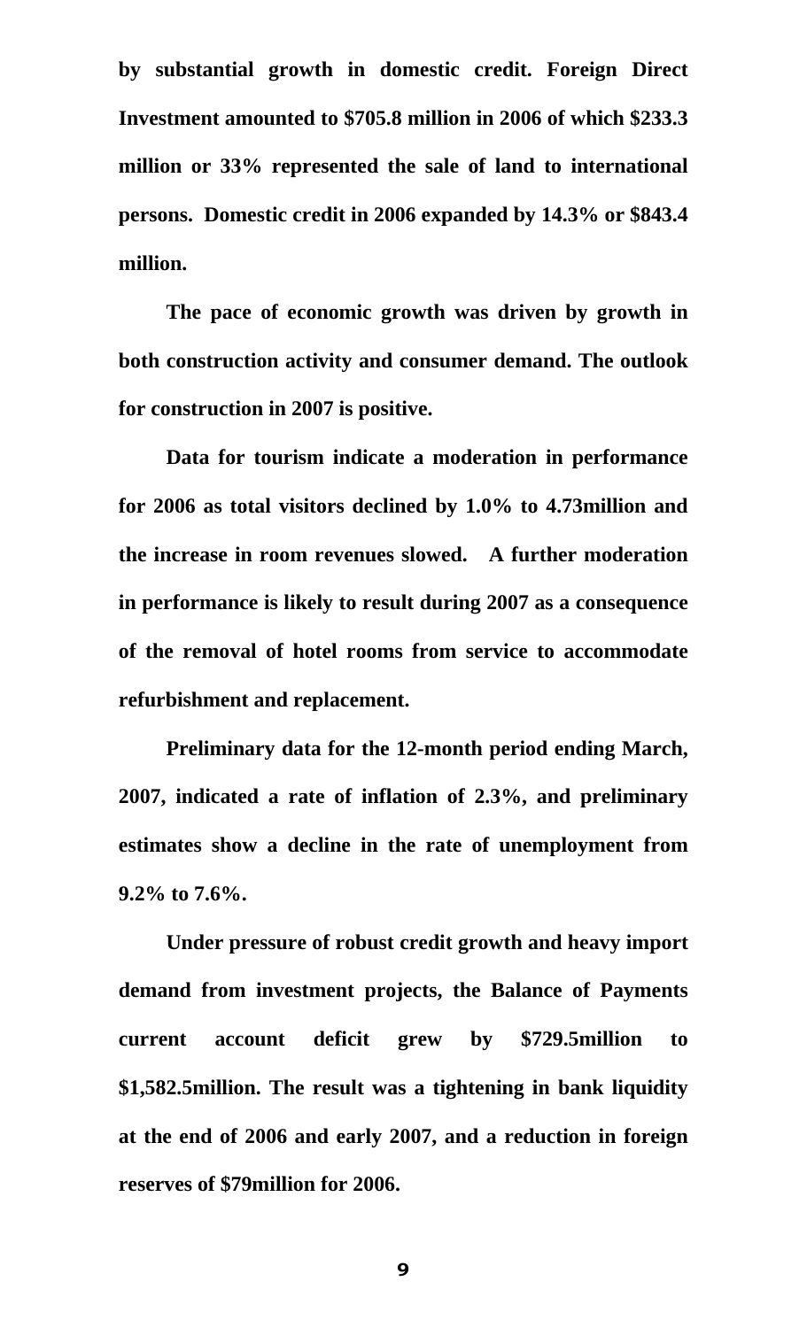**by substantial growth in domestic credit. Foreign Direct Investment amounted to $705.8 million in 2006 of which $233.3 million or 33% represented the sale of land to international persons. Domestic credit in 2006 expanded by 14.3% or $843.4 million.**

**The pace of economic growth was driven by growth in both construction activity and consumer demand. The outlook for construction in 2007 is positive.**

**Data for tourism indicate a moderation in performance for 2006 as total visitors declined by 1.0% to 4.73million and the increase in room revenues slowed. A further moderation in performance is likely to result during 2007 as a consequence of the removal of hotel rooms from service to accommodate refurbishment and replacement.**

**Preliminary data for the 12-month period ending March, 2007, indicated a rate of inflation of 2.3%, and preliminary estimates show a decline in the rate of unemployment from 9.2% to 7.6%.**

**Under pressure of robust credit growth and heavy import demand from investment projects, the Balance of Payments current account deficit grew by $729.5million to $1,582.5million. The result was a tightening in bank liquidity at the end of 2006 and early 2007, and a reduction in foreign reserves of $79million for 2006.**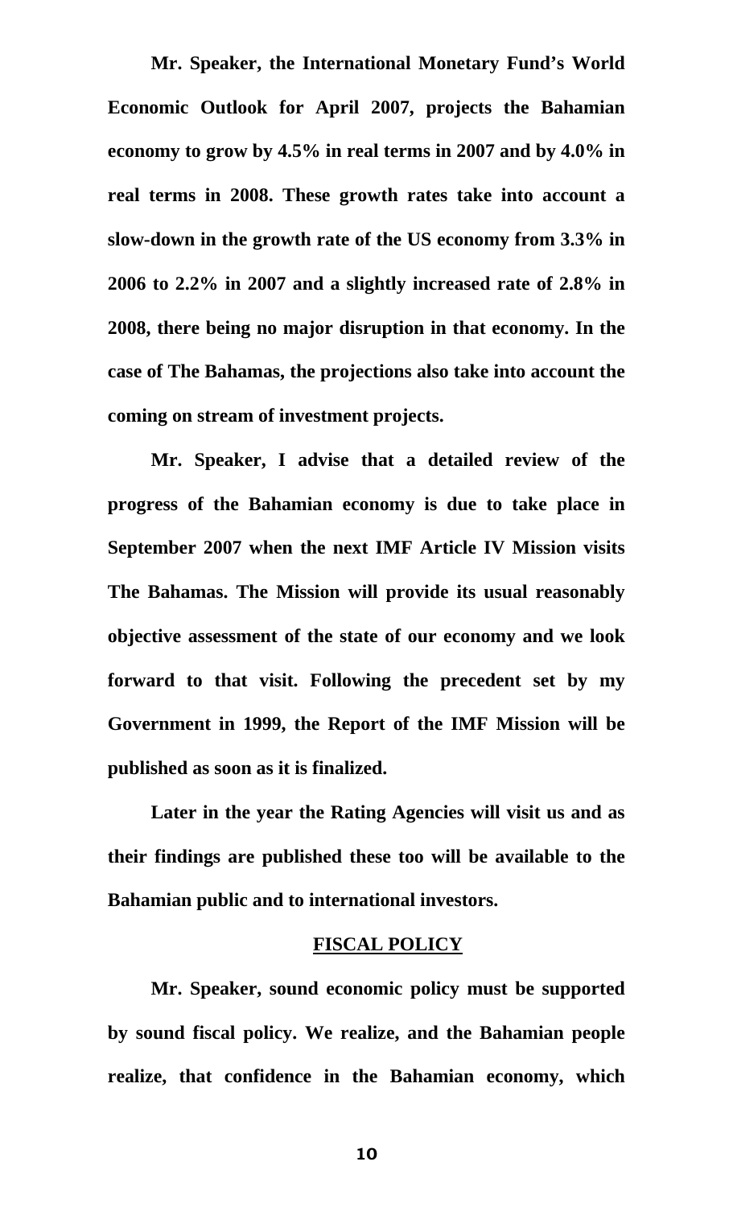**Mr. Speaker, the International Monetary Fund's World Economic Outlook for April 2007, projects the Bahamian economy to grow by 4.5% in real terms in 2007 and by 4.0% in real terms in 2008. These growth rates take into account a slow-down in the growth rate of the US economy from 3.3% in 2006 to 2.2% in 2007 and a slightly increased rate of 2.8% in 2008, there being no major disruption in that economy. In the case of The Bahamas, the projections also take into account the coming on stream of investment projects.**

**Mr. Speaker, I advise that a detailed review of the progress of the Bahamian economy is due to take place in September 2007 when the next IMF Article IV Mission visits The Bahamas. The Mission will provide its usual reasonably objective assessment of the state of our economy and we look forward to that visit. Following the precedent set by my Government in 1999, the Report of the IMF Mission will be published as soon as it is finalized.**

**Later in the year the Rating Agencies will visit us and as their findings are published these too will be available to the Bahamian public and to international investors.**

## FISCAL POLICY

**Mr. Speaker, sound economic policy must be supported by sound fiscal policy. We realize, and the Bahamian people realize, that confidence in the Bahamian economy, which**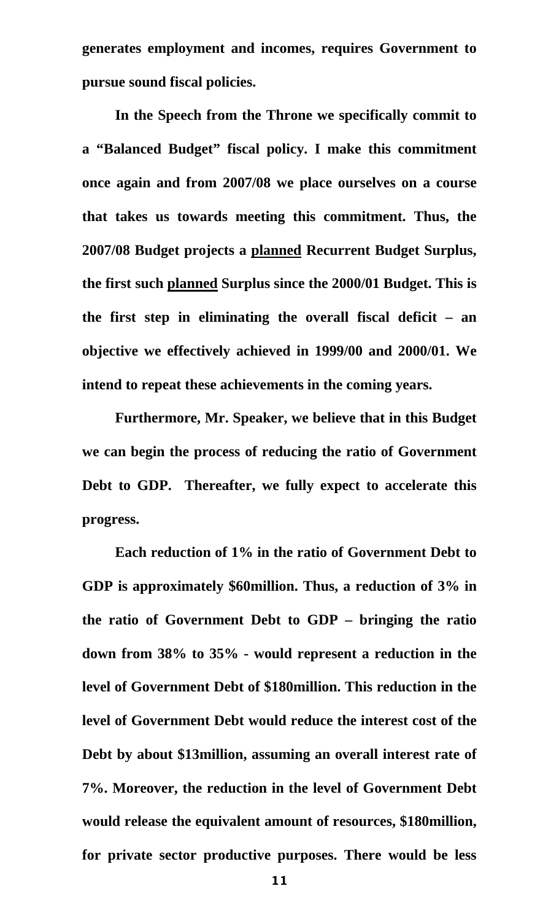**generates employment and incomes, requires Government to pursue sound fiscal policies.**

**In the Speech from the Throne we specifically commit to a "Balanced Budget" fiscal policy. I make this commitment once again and from 2007/08 we place ourselves on a course that takes us towards meeting this commitment. Thus, the 2007/08 Budget projects a <u>planned</u> Recurrent Budget Surplus, the first such <u>planned</u> Surplus since the 2000/01 Budget. This is the first step in eliminating the overall fiscal deficit – an objective we effectively achieved in 1999/00 and 2000/01. We intend to repeat these achievements in the coming years.**

**Furthermore, Mr. Speaker, we believe that in this Budget we can begin the process of reducing the ratio of Government Debt to GDP. Thereafter, we fully expect to accelerate this progress.**

**Each reduction of 1% in the ratio of Government Debt to GDP is approximately $60million. Thus, a reduction of 3% in the ratio of Government Debt to GDP – bringing the ratio down from 38% to 35% - would represent a reduction in the level of Government Debt of $180million. This reduction in the level of Government Debt would reduce the interest cost of the Debt by about $13million, assuming an overall interest rate of 7%. Moreover, the reduction in the level of Government Debt would release the equivalent amount of resources, $180million, for private sector productive purposes. There would be less**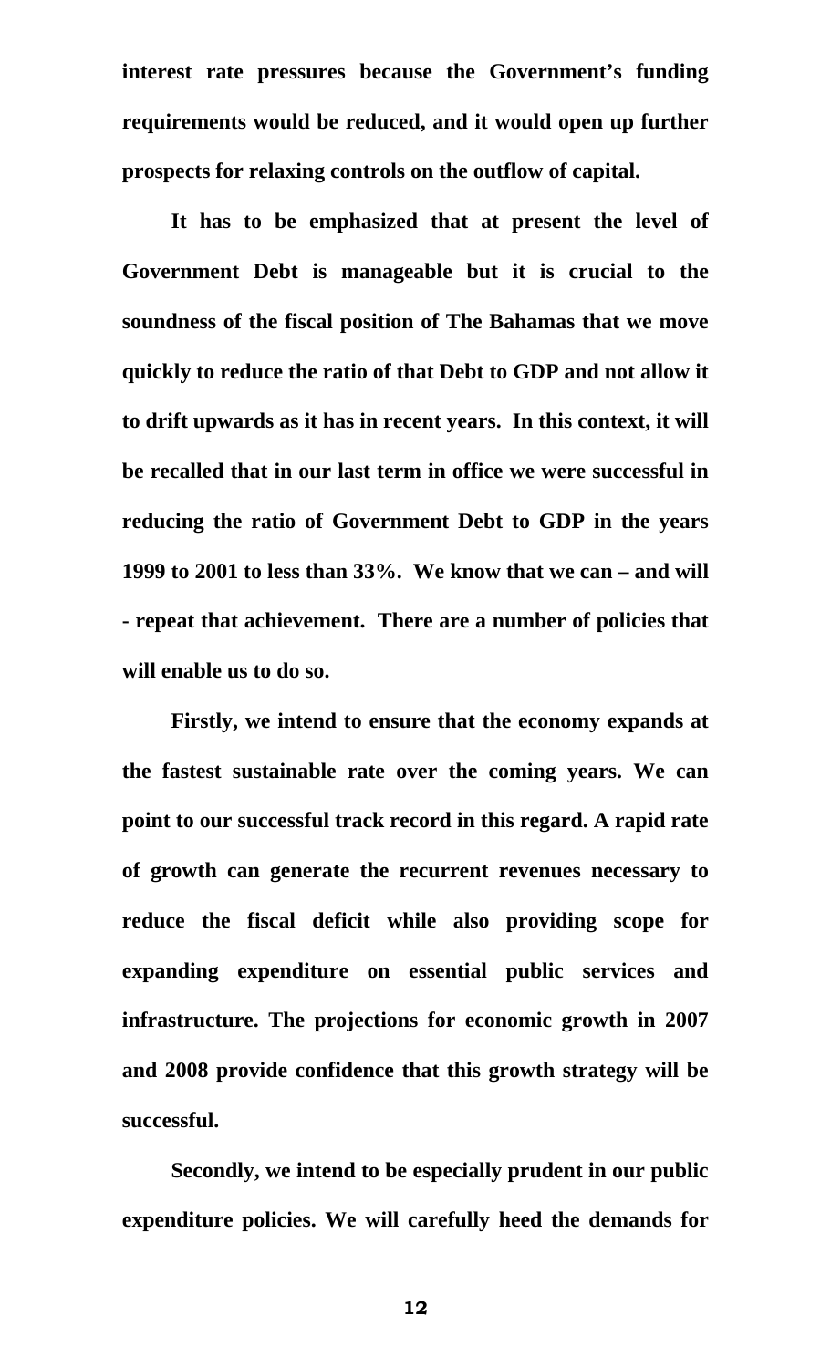**interest rate pressures because the Government's funding requirements would be reduced, and it would open up further prospects for relaxing controls on the outflow of capital.**

**It has to be emphasized that at present the level of Government Debt is manageable but it is crucial to the soundness of the fiscal position of The Bahamas that we move quickly to reduce the ratio of that Debt to GDP and not allow it to drift upwards as it has in recent years. In this context, it will be recalled that in our last term in office we were successful in reducing the ratio of Government Debt to GDP in the years 1999 to 2001 to less than 33%. We know that we can – and will - repeat that achievement. There are a number of policies that will enable us to do so.**

**Firstly, we intend to ensure that the economy expands at the fastest sustainable rate over the coming years. We can point to our successful track record in this regard. A rapid rate of growth can generate the recurrent revenues necessary to reduce the fiscal deficit while also providing scope for expanding expenditure on essential public services and infrastructure. The projections for economic growth in 2007 and 2008 provide confidence that this growth strategy will be successful.**

**Secondly, we intend to be especially prudent in our public expenditure policies. We will carefully heed the demands for**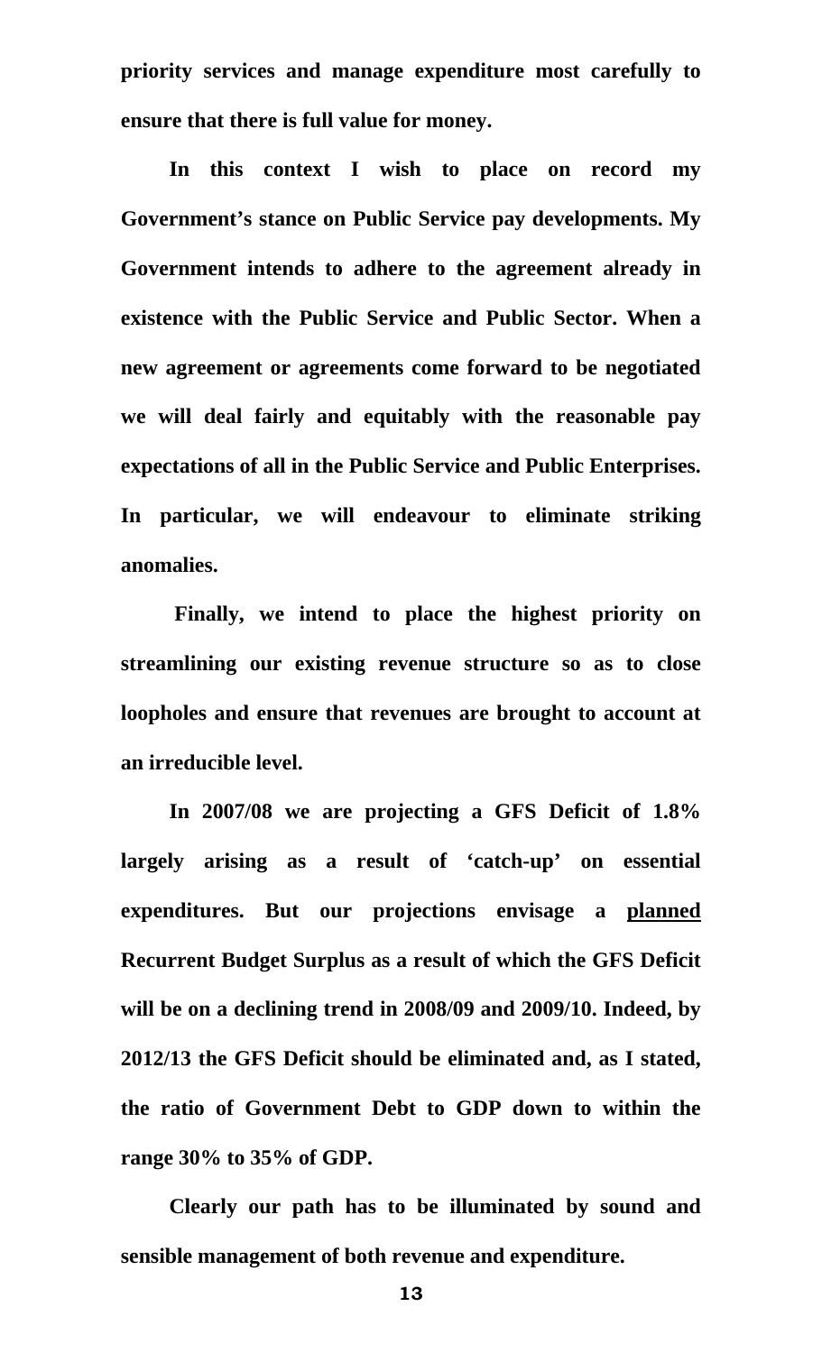**priority services and manage expenditure most carefully to ensure that there is full value for money.**

**In this context I wish to place on record my Government's stance on Public Service pay developments. My Government intends to adhere to the agreement already in existence with the Public Service and Public Sector. When a new agreement or agreements come forward to be negotiated we will deal fairly and equitably with the reasonable pay expectations of all in the Public Service and Public Enterprises. In particular, we will endeavour to eliminate striking anomalies.**

**Finally, we intend to place the highest priority on streamlining our existing revenue structure so as to close loopholes and ensure that revenues are brought to account at an irreducible level.**

**In 2007/08 we are projecting a GFS Deficit of 1.8% largely arising as a result of 'catch-up' on essential expenditures. But our projections envisage a <u>planned</u> Recurrent Budget Surplus as a result of which the GFS Deficit will be on a declining trend in 2008/09 and 2009/10. Indeed, by 2012/13 the GFS Deficit should be eliminated and, as I stated, the ratio of Government Debt to GDP down to within the range 30% to 35% of GDP.**

**Clearly our path has to be illuminated by sound and sensible management of both revenue and expenditure.**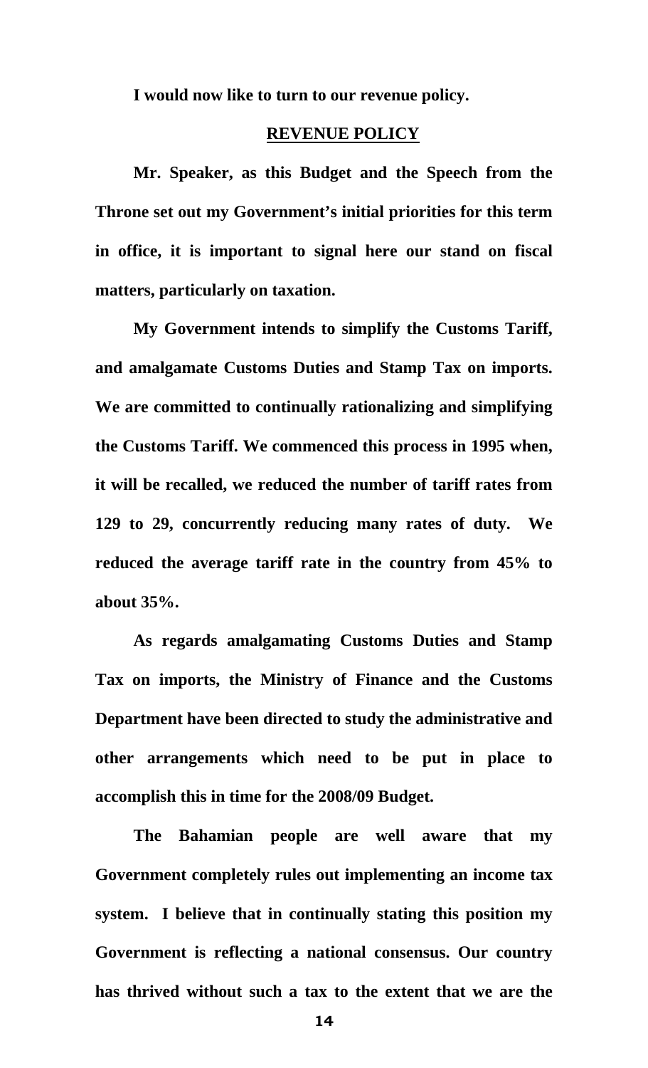**I would now like to turn to our revenue policy.**

## REVENUE POLICY

**Mr. Speaker, as this Budget and the Speech from the Throne set out my Government's initial priorities for this term in office, it is important to signal here our stand on fiscal matters, particularly on taxation.**

**My Government intends to simplify the Customs Tariff, and amalgamate Customs Duties and Stamp Tax on imports. We are committed to continually rationalizing and simplifying the Customs Tariff. We commenced this process in 1995 when, it will be recalled, we reduced the number of tariff rates from 129 to 29, concurrently reducing many rates of duty. We reduced the average tariff rate in the country from 45% to about 35%.**

**As regards amalgamating Customs Duties and Stamp Tax on imports, the Ministry of Finance and the Customs Department have been directed to study the administrative and other arrangements which need to be put in place to accomplish this in time for the 2008/09 Budget.**

**The Bahamian people are well aware that my Government completely rules out implementing an income tax system. I believe that in continually stating this position my Government is reflecting a national consensus. Our country has thrived without such a tax to the extent that we are the**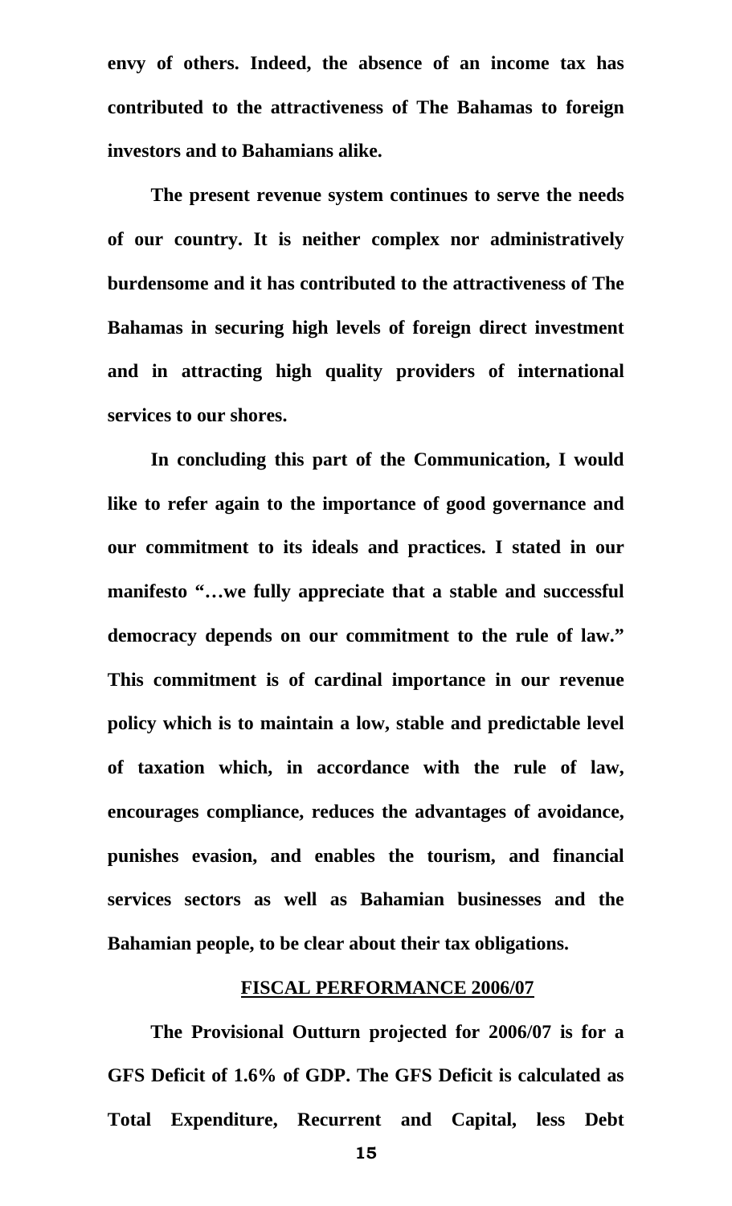**envy of others. Indeed, the absence of an income tax has contributed to the attractiveness of The Bahamas to foreign investors and to Bahamians alike.**

**The present revenue system continues to serve the needs of our country. It is neither complex nor administratively burdensome and it has contributed to the attractiveness of The Bahamas in securing high levels of foreign direct investment and in attracting high quality providers of international services to our shores.**

**In concluding this part of the Communication, I would like to refer again to the importance of good governance and our commitment to its ideals and practices. I stated in our manifesto "…we fully appreciate that a stable and successful democracy depends on our commitment to the rule of law." This commitment is of cardinal importance in our revenue policy which is to maintain a low, stable and predictable level of taxation which, in accordance with the rule of law, encourages compliance, reduces the advantages of avoidance, punishes evasion, and enables the tourism, and financial services sectors as well as Bahamian businesses and the Bahamian people, to be clear about their tax obligations.**

## FISCAL PERFORMANCE 2006/07

**The Provisional Outturn projected for 2006/07 is for a GFS Deficit of 1.6% of GDP. The GFS Deficit is calculated as Total Expenditure, Recurrent and Capital, less Debt**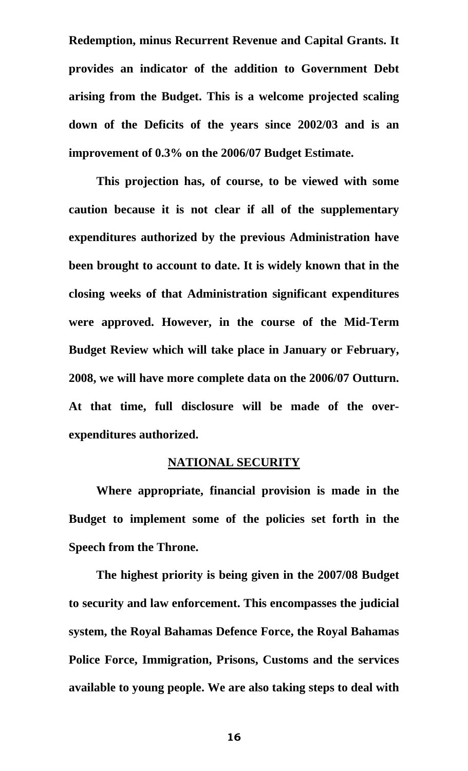**Redemption, minus Recurrent Revenue and Capital Grants. It provides an indicator of the addition to Government Debt arising from the Budget. This is a welcome projected scaling down of the Deficits of the years since 2002/03 and is an improvement of 0.3% on the 2006/07 Budget Estimate.**

**This projection has, of course, to be viewed with some caution because it is not clear if all of the supplementary expenditures authorized by the previous Administration have been brought to account to date. It is widely known that in the closing weeks of that Administration significant expenditures were approved. However, in the course of the Mid-Term Budget Review which will take place in January or February, 2008, we will have more complete data on the 2006/07 Outturn. At that time, full disclosure will be made of the over-expenditures authorized.**

## NATIONAL SECURITY

**Where appropriate, financial provision is made in the Budget to implement some of the policies set forth in the Speech from the Throne.**

**The highest priority is being given in the 2007/08 Budget to security and law enforcement. This encompasses the judicial system, the Royal Bahamas Defence Force, the Royal Bahamas Police Force, Immigration, Prisons, Customs and the services available to young people. We are also taking steps to deal with**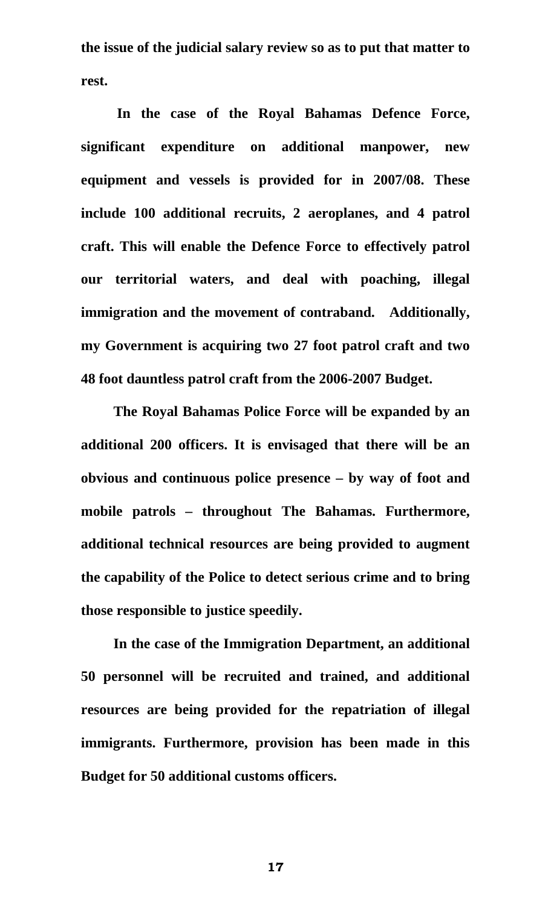**the issue of the judicial salary review so as to put that matter to rest.**

**In the case of the Royal Bahamas Defence Force, significant expenditure on additional manpower, new equipment and vessels is provided for in 2007/08. These include 100 additional recruits, 2 aeroplanes, and 4 patrol craft. This will enable the Defence Force to effectively patrol our territorial waters, and deal with poaching, illegal immigration and the movement of contraband. Additionally, my Government is acquiring two 27 foot patrol craft and two 48 foot dauntless patrol craft from the 2006-2007 Budget.**

**The Royal Bahamas Police Force will be expanded by an additional 200 officers. It is envisaged that there will be an obvious and continuous police presence – by way of foot and mobile patrols – throughout The Bahamas. Furthermore, additional technical resources are being provided to augment the capability of the Police to detect serious crime and to bring those responsible to justice speedily.**

**In the case of the Immigration Department, an additional 50 personnel will be recruited and trained, and additional resources are being provided for the repatriation of illegal immigrants. Furthermore, provision has been made in this Budget for 50 additional customs officers.**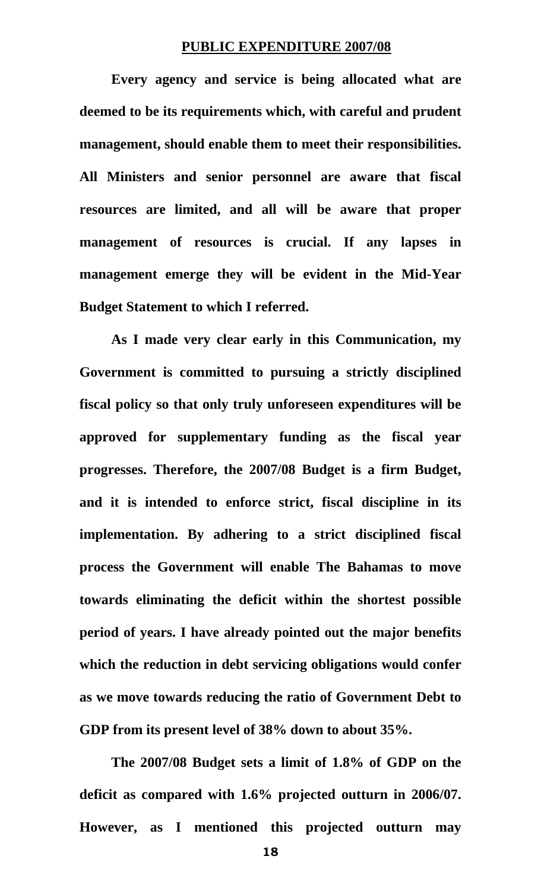## PUBLIC EXPENDITURE 2007/08

**Every agency and service is being allocated what are deemed to be its requirements which, with careful and prudent management, should enable them to meet their responsibilities. All Ministers and senior personnel are aware that fiscal resources are limited, and all will be aware that proper management of resources is crucial. If any lapses in management emerge they will be evident in the Mid-Year Budget Statement to which I referred.**

**As I made very clear early in this Communication, my Government is committed to pursuing a strictly disciplined fiscal policy so that only truly unforeseen expenditures will be approved for supplementary funding as the fiscal year progresses. Therefore, the 2007/08 Budget is a firm Budget, and it is intended to enforce strict, fiscal discipline in its implementation. By adhering to a strict disciplined fiscal process the Government will enable The Bahamas to move towards eliminating the deficit within the shortest possible period of years. I have already pointed out the major benefits which the reduction in debt servicing obligations would confer as we move towards reducing the ratio of Government Debt to GDP from its present level of 38% down to about 35%.**

**The 2007/08 Budget sets a limit of 1.8% of GDP on the deficit as compared with 1.6% projected outturn in 2006/07. However, as I mentioned this projected outturn may**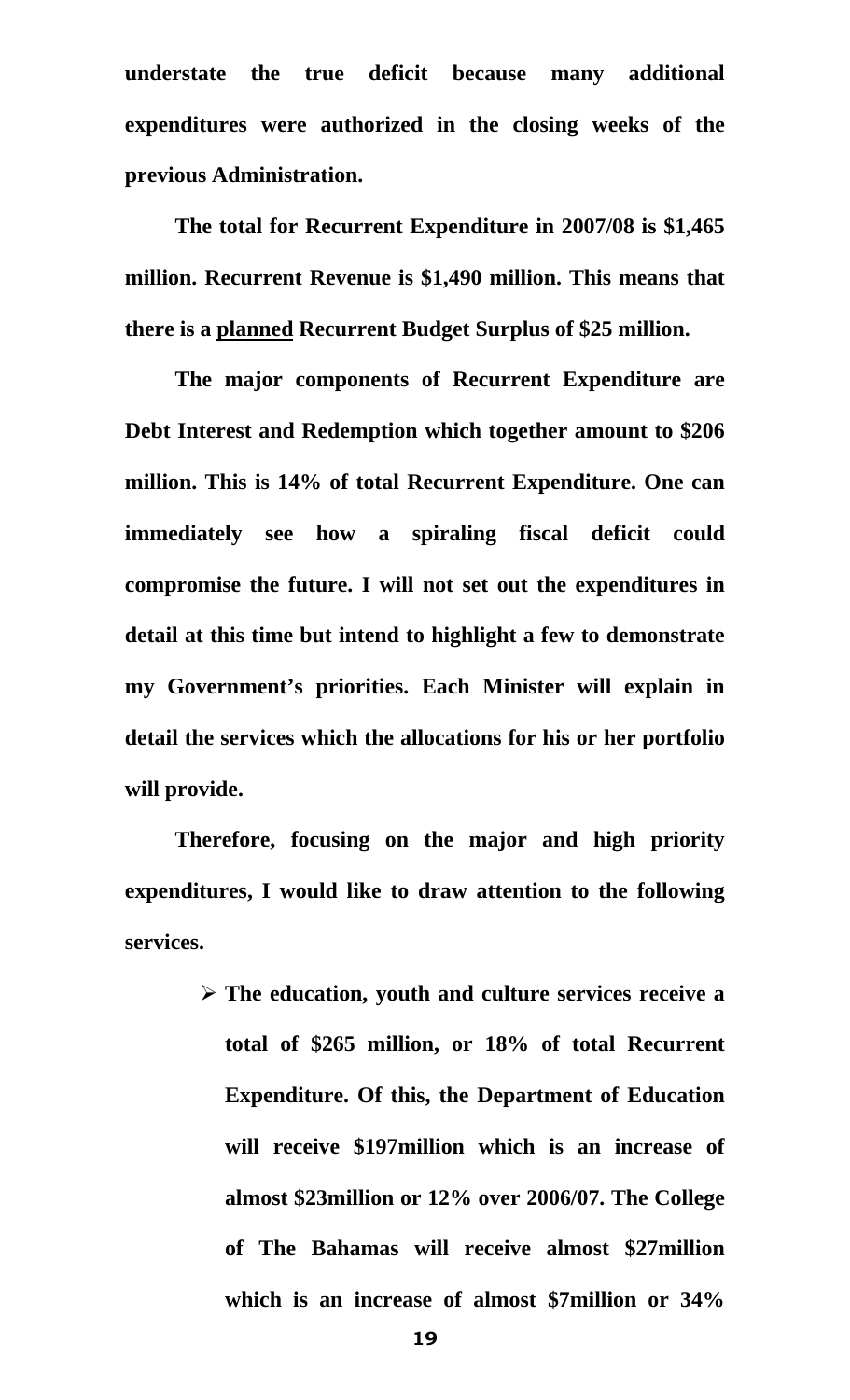**understate the true deficit because many additional expenditures were authorized in the closing weeks of the previous Administration.**

**The total for Recurrent Expenditure in 2007/08 is $1,465 million. Recurrent Revenue is $1,490 million. This means that there is a <u>planned</u> Recurrent Budget Surplus of $25 million.**

**The major components of Recurrent Expenditure are Debt Interest and Redemption which together amount to $206 million. This is 14% of total Recurrent Expenditure. One can immediately see how a spiraling fiscal deficit could compromise the future. I will not set out the expenditures in detail at this time but intend to highlight a few to demonstrate my Government's priorities. Each Minister will explain in detail the services which the allocations for his or her portfolio will provide.**

**Therefore, focusing on the major and high priority expenditures, I would like to draw attention to the following services.**

- **The education, youth and culture services receive a total of $265 million, or 18% of total Recurrent Expenditure. Of this, the Department of Education will receive $197million which is an increase of almost $23million or 12% over 2006/07. The College of The Bahamas will receive almost $27million which is an increase of almost $7million or 34%**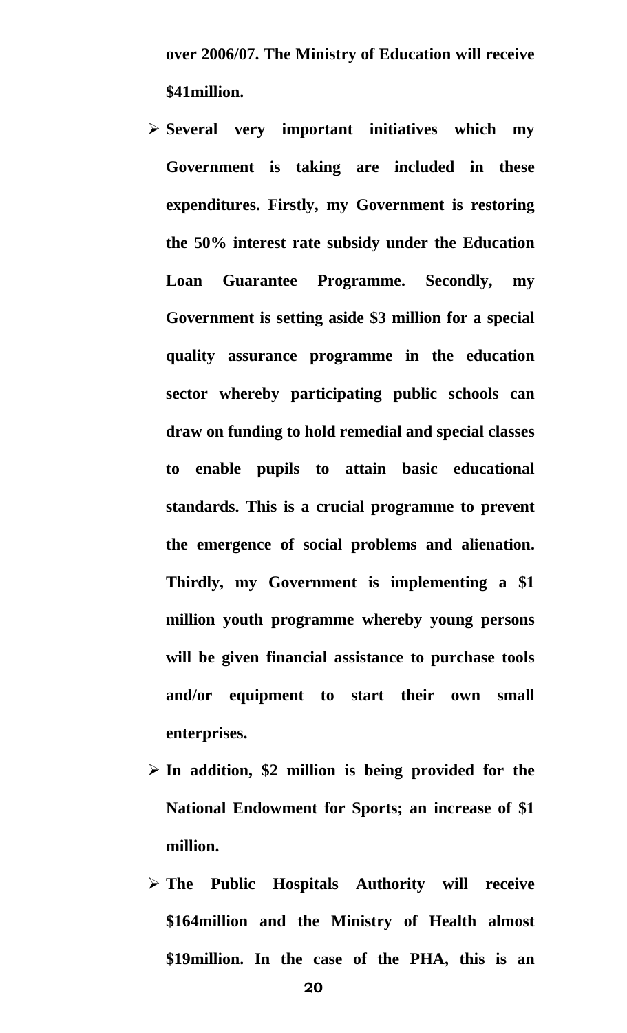**over 2006/07. The Ministry of Education will receive $41million.**

- **Several very important initiatives which my Government is taking are included in these expenditures. Firstly, my Government is restoring the 50% interest rate subsidy under the Education Loan Guarantee Programme. Secondly, my Government is setting aside $3 million for a special quality assurance programme in the education sector whereby participating public schools can draw on funding to hold remedial and special classes to enable pupils to attain basic educational standards. This is a crucial programme to prevent the emergence of social problems and alienation. Thirdly, my Government is implementing a $1 million youth programme whereby young persons will be given financial assistance to purchase tools and/or equipment to start their own small enterprises.**
- **In addition, $2 million is being provided for the National Endowment for Sports; an increase of $1 million.**
- **The Public Hospitals Authority will receive $164million and the Ministry of Health almost $19million. In the case of the PHA, this is an**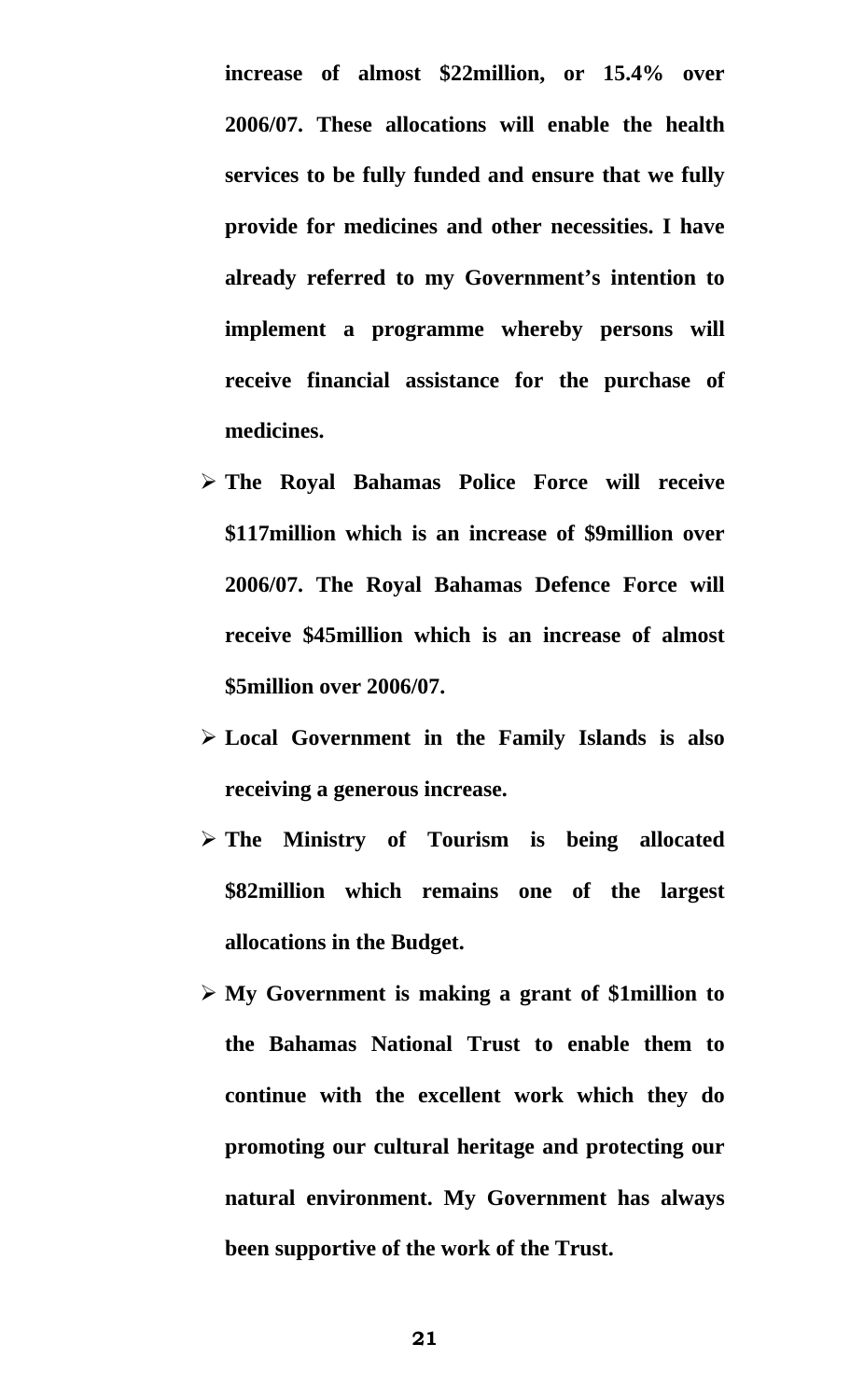**increase of almost $22million, or 15.4% over 2006/07. These allocations will enable the health services to be fully funded and ensure that we fully provide for medicines and other necessities. I have already referred to my Government's intention to implement a programme whereby persons will receive financial assistance for the purchase of medicines.**

- **The Royal Bahamas Police Force will receive $117million which is an increase of $9million over 2006/07. The Royal Bahamas Defence Force will receive $45million which is an increase of almost $5million over 2006/07.**
- **Local Government in the Family Islands is also receiving a generous increase.**
- **The Ministry of Tourism is being allocated $82million which remains one of the largest allocations in the Budget.**
- **My Government is making a grant of $1million to the Bahamas National Trust to enable them to continue with the excellent work which they do promoting our cultural heritage and protecting our natural environment. My Government has always been supportive of the work of the Trust.**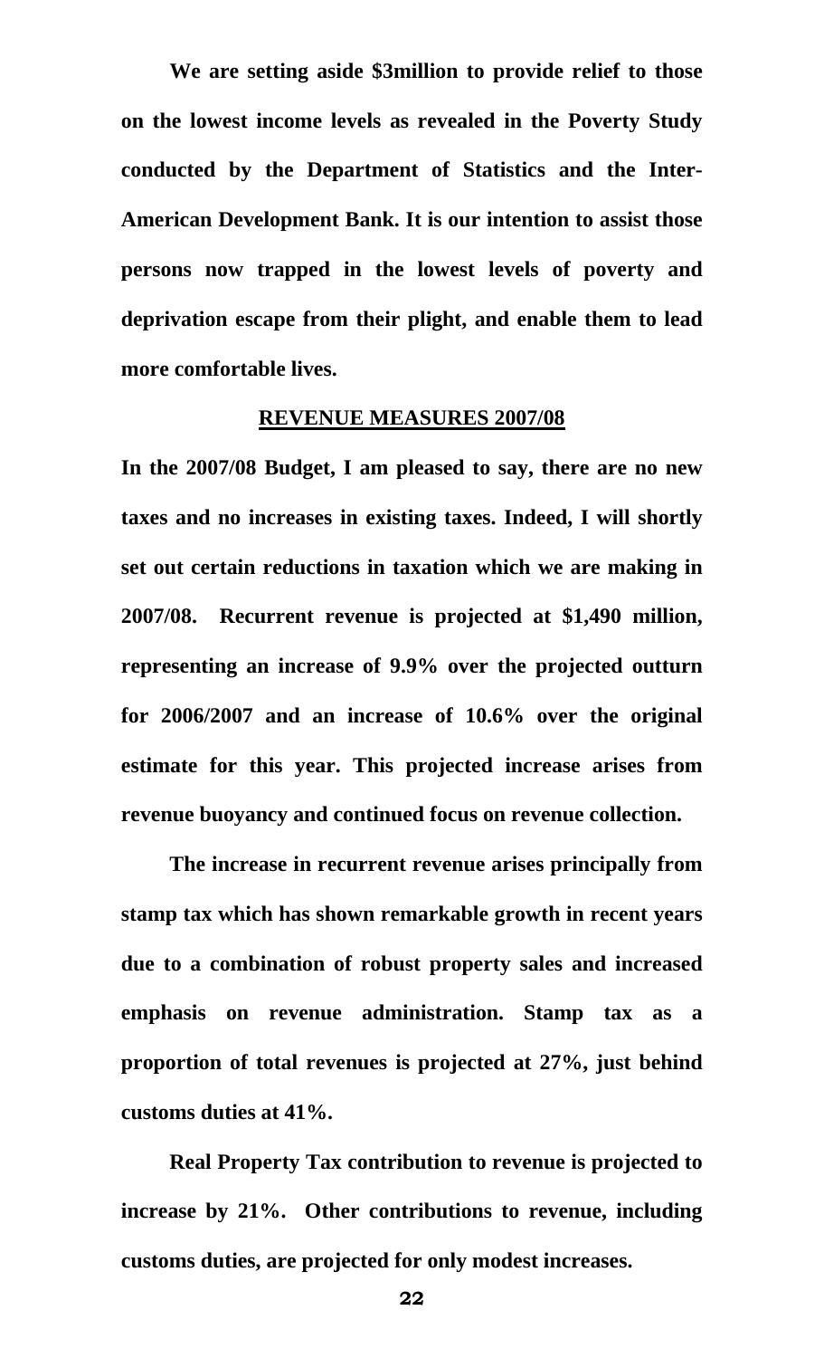**We are setting aside $3million to provide relief to those on the lowest income levels as revealed in the Poverty Study conducted by the Department of Statistics and the Inter-American Development Bank. It is our intention to assist those persons now trapped in the lowest levels of poverty and deprivation escape from their plight, and enable them to lead more comfortable lives.**

## REVENUE MEASURES 2007/08

**In the 2007/08 Budget, I am pleased to say, there are no new taxes and no increases in existing taxes. Indeed, I will shortly set out certain reductions in taxation which we are making in 2007/08. Recurrent revenue is projected at $1,490 million, representing an increase of 9.9% over the projected outturn for 2006/2007 and an increase of 10.6% over the original estimate for this year. This projected increase arises from revenue buoyancy and continued focus on revenue collection.**

**The increase in recurrent revenue arises principally from stamp tax which has shown remarkable growth in recent years due to a combination of robust property sales and increased emphasis on revenue administration. Stamp tax as a proportion of total revenues is projected at 27%, just behind customs duties at 41%.**

**Real Property Tax contribution to revenue is projected to increase by 21%. Other contributions to revenue, including customs duties, are projected for only modest increases.**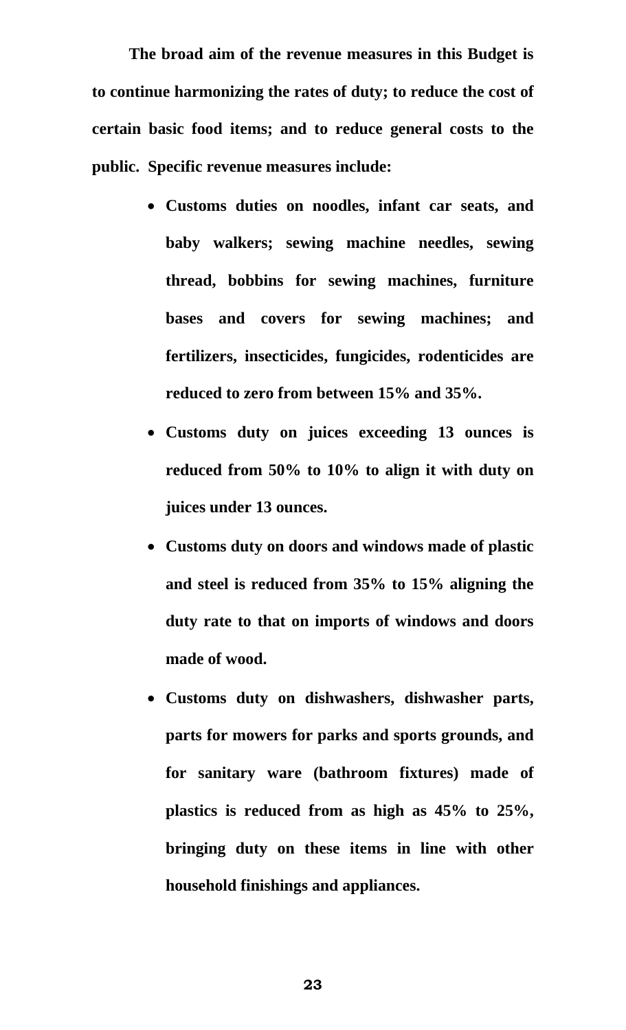**The broad aim of the revenue measures in this Budget is to continue harmonizing the rates of duty; to reduce the cost of certain basic food items; and to reduce general costs to the public. Specific revenue measures include:**

- **Customs duties on noodles, infant car seats, and baby walkers; sewing machine needles, sewing thread, bobbins for sewing machines, furniture bases and covers for sewing machines; and fertilizers, insecticides, fungicides, rodenticides are reduced to zero from between 15% and 35%.**
- **Customs duty on juices exceeding 13 ounces is reduced from 50% to 10% to align it with duty on juices under 13 ounces.**
- **Customs duty on doors and windows made of plastic and steel is reduced from 35% to 15% aligning the duty rate to that on imports of windows and doors made of wood.**
- **Customs duty on dishwashers, dishwasher parts, parts for mowers for parks and sports grounds, and for sanitary ware (bathroom fixtures) made of plastics is reduced from as high as 45% to 25%, bringing duty on these items in line with other household finishings and appliances.**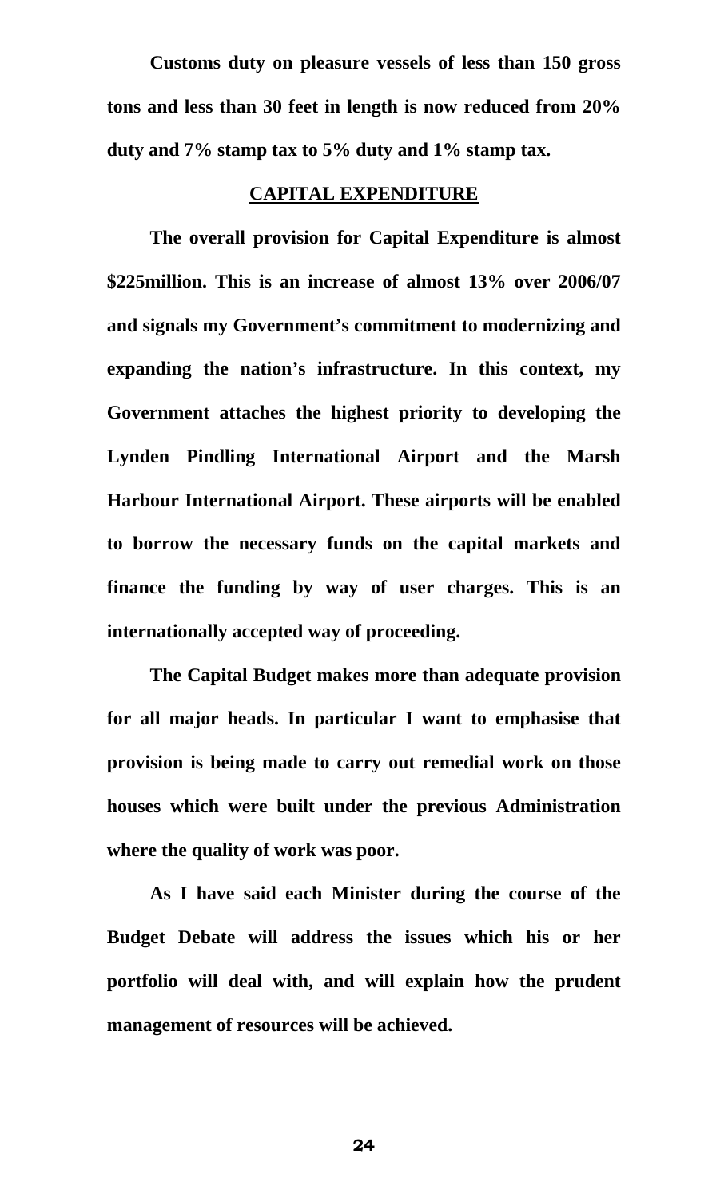**Customs duty on pleasure vessels of less than 150 gross tons and less than 30 feet in length is now reduced from 20% duty and 7% stamp tax to 5% duty and 1% stamp tax.**

## CAPITAL EXPENDITURE

**The overall provision for Capital Expenditure is almost $225million. This is an increase of almost 13% over 2006/07 and signals my Government's commitment to modernizing and expanding the nation's infrastructure. In this context, my Government attaches the highest priority to developing the Lynden Pindling International Airport and the Marsh Harbour International Airport. These airports will be enabled to borrow the necessary funds on the capital markets and finance the funding by way of user charges. This is an internationally accepted way of proceeding.**

**The Capital Budget makes more than adequate provision for all major heads. In particular I want to emphasise that provision is being made to carry out remedial work on those houses which were built under the previous Administration where the quality of work was poor.**

**As I have said each Minister during the course of the Budget Debate will address the issues which his or her portfolio will deal with, and will explain how the prudent management of resources will be achieved.**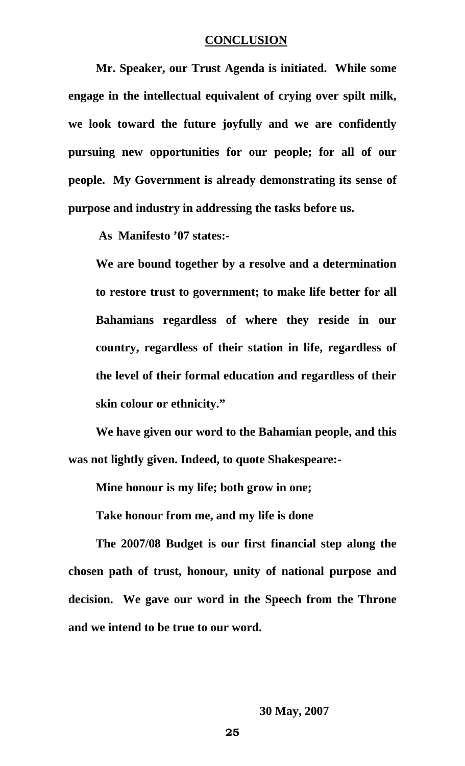## CONCLUSION

**Mr. Speaker, our Trust Agenda is initiated. While some engage in the intellectual equivalent of crying over spilt milk, we look toward the future joyfully and we are confidently pursuing new opportunities for our people; for all of our people. My Government is already demonstrating its sense of purpose and industry in addressing the tasks before us.**

**As Manifesto '07 states:-**

> **We are bound together by a resolve and a determination to restore trust to government; to make life better for all Bahamians regardless of where they reside in our country, regardless of their station in life, regardless of the level of their formal education and regardless of their skin colour or ethnicity."**

**We have given our word to the Bahamian people, and this was not lightly given. Indeed, to quote Shakespeare:-**

**Mine honour is my life; both grow in one;**

**Take honour from me, and my life is done**

**The 2007/08 Budget is our first financial step along the chosen path of trust, honour, unity of national purpose and decision. We gave our word in the Speech from the Throne and we intend to be true to our word.**

**30 May, 2007**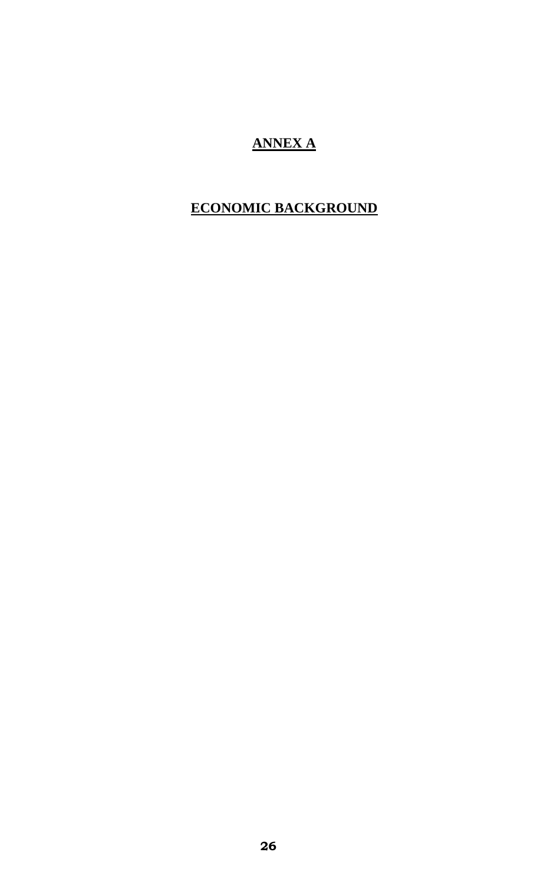# ANNEX A

## ECONOMIC BACKGROUND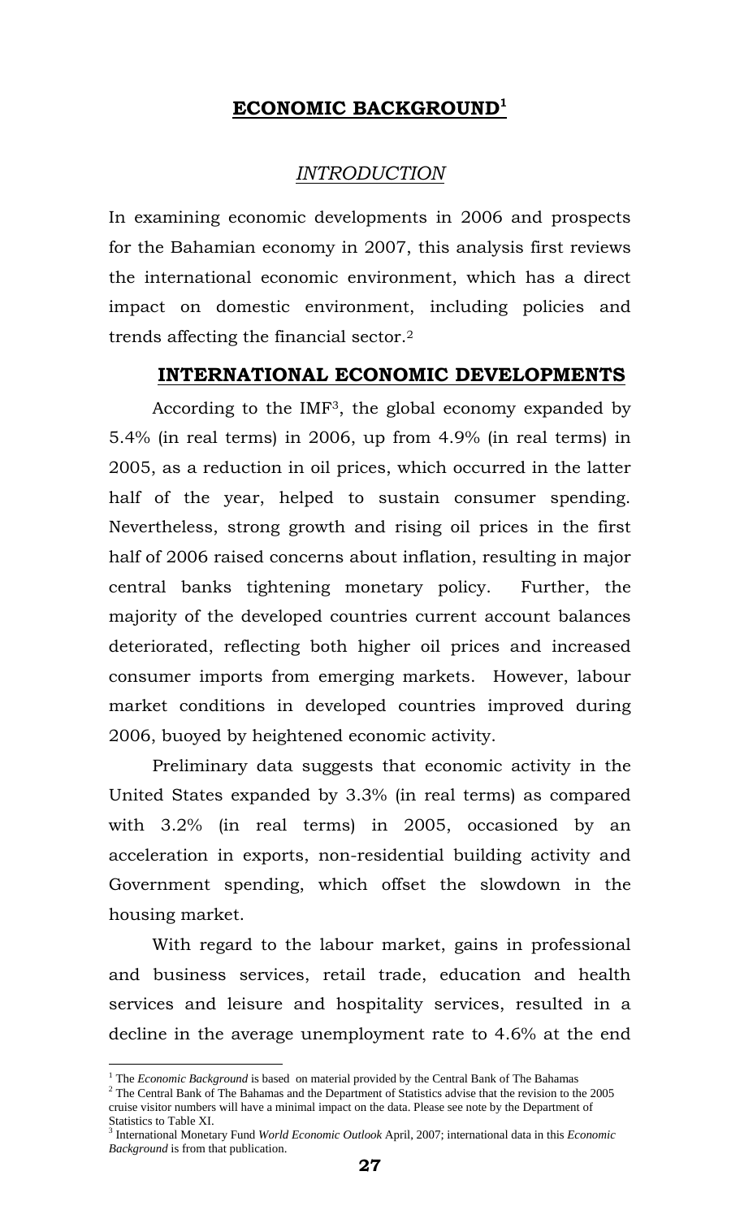# ECONOMIC BACKGROUND[1]

## *INTRODUCTION*

In examining economic developments in 2006 and prospects for the Bahamian economy in 2007, this analysis first reviews the international economic environment, which has a direct impact on domestic environment, including policies and trends affecting the financial sector.[2]

## INTERNATIONAL ECONOMIC DEVELOPMENTS

According to the IMF[3], the global economy expanded by 5.4% (in real terms) in 2006, up from 4.9% (in real terms) in 2005, as a reduction in oil prices, which occurred in the latter half of the year, helped to sustain consumer spending. Nevertheless, strong growth and rising oil prices in the first half of 2006 raised concerns about inflation, resulting in major central banks tightening monetary policy. Further, the majority of the developed countries current account balances deteriorated, reflecting both higher oil prices and increased consumer imports from emerging markets. However, labour market conditions in developed countries improved during 2006, buoyed by heightened economic activity.

Preliminary data suggests that economic activity in the United States expanded by 3.3% (in real terms) as compared with 3.2% (in real terms) in 2005, occasioned by an acceleration in exports, non-residential building activity and Government spending, which offset the slowdown in the housing market.

With regard to the labour market, gains in professional and business services, retail trade, education and health services and leisure and hospitality services, resulted in a decline in the average unemployment rate to 4.6% at the end

---

[1] The *Economic Background* is based on material provided by the Central Bank of The Bahamas

[2] The Central Bank of The Bahamas and the Department of Statistics advise that the revision to the 2005 cruise visitor numbers will have a minimal impact on the data. Please see note by the Department of Statistics to Table XI.

[3] International Monetary Fund *World Economic Outlook* April, 2007; international data in this *Economic Background* is from that publication.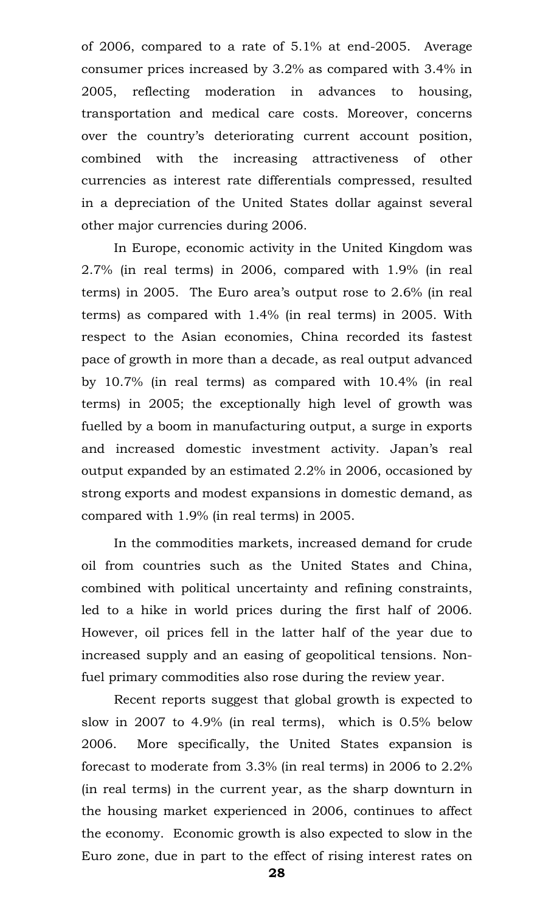of 2006, compared to a rate of 5.1% at end-2005. Average consumer prices increased by 3.2% as compared with 3.4% in 2005, reflecting moderation in advances to housing, transportation and medical care costs. Moreover, concerns over the country's deteriorating current account position, combined with the increasing attractiveness of other currencies as interest rate differentials compressed, resulted in a depreciation of the United States dollar against several other major currencies during 2006.

In Europe, economic activity in the United Kingdom was 2.7% (in real terms) in 2006, compared with 1.9% (in real terms) in 2005. The Euro area's output rose to 2.6% (in real terms) as compared with 1.4% (in real terms) in 2005. With respect to the Asian economies, China recorded its fastest pace of growth in more than a decade, as real output advanced by 10.7% (in real terms) as compared with 10.4% (in real terms) in 2005; the exceptionally high level of growth was fuelled by a boom in manufacturing output, a surge in exports and increased domestic investment activity. Japan's real output expanded by an estimated 2.2% in 2006, occasioned by strong exports and modest expansions in domestic demand, as compared with 1.9% (in real terms) in 2005.

In the commodities markets, increased demand for crude oil from countries such as the United States and China, combined with political uncertainty and refining constraints, led to a hike in world prices during the first half of 2006. However, oil prices fell in the latter half of the year due to increased supply and an easing of geopolitical tensions. Non-fuel primary commodities also rose during the review year.

Recent reports suggest that global growth is expected to slow in 2007 to 4.9% (in real terms), which is 0.5% below 2006. More specifically, the United States expansion is forecast to moderate from 3.3% (in real terms) in 2006 to 2.2% (in real terms) in the current year, as the sharp downturn in the housing market experienced in 2006, continues to affect the economy. Economic growth is also expected to slow in the Euro zone, due in part to the effect of rising interest rates on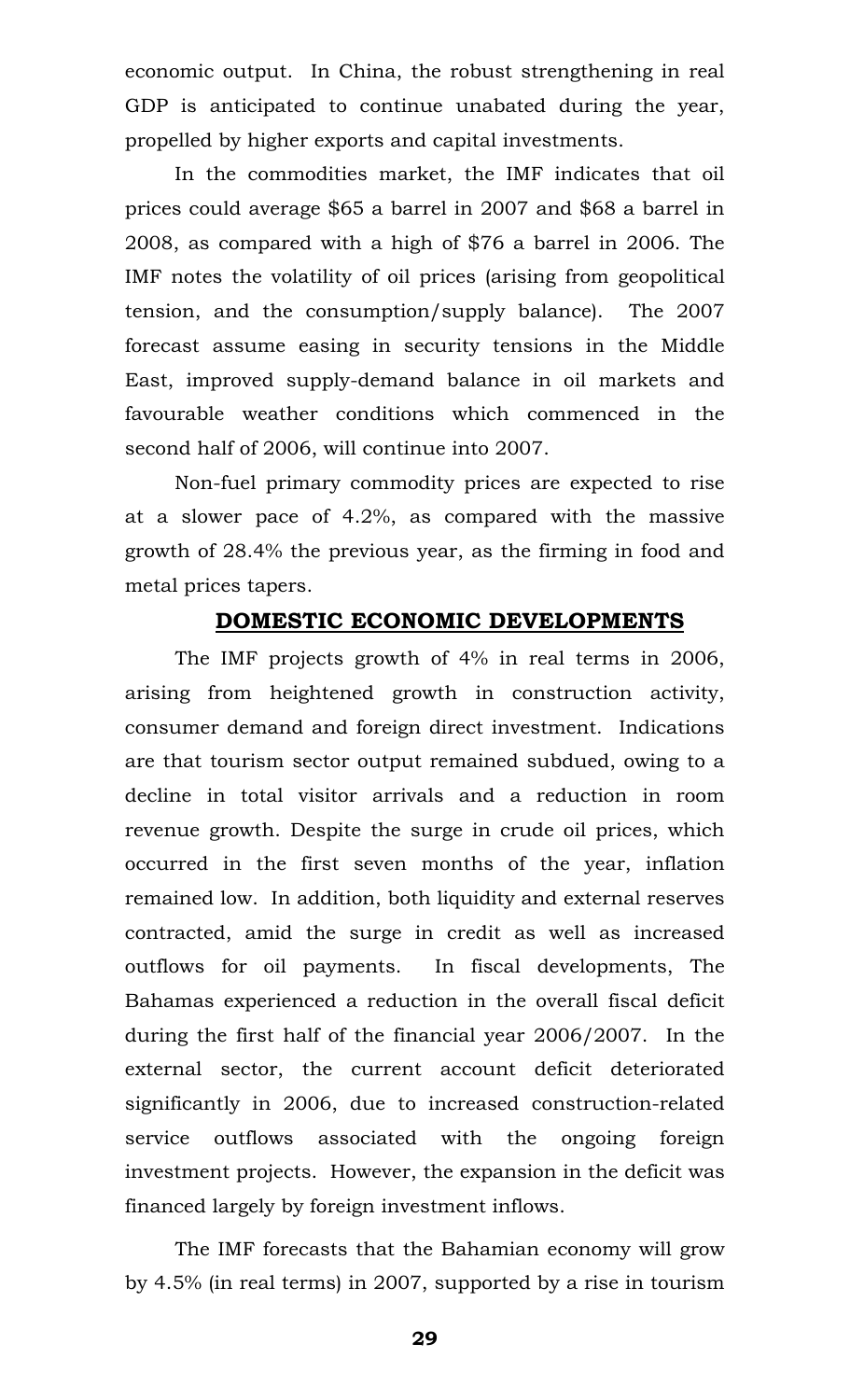economic output. In China, the robust strengthening in real GDP is anticipated to continue unabated during the year, propelled by higher exports and capital investments.

In the commodities market, the IMF indicates that oil prices could average $65 a barrel in 2007 and $68 a barrel in 2008, as compared with a high of $76 a barrel in 2006. The IMF notes the volatility of oil prices (arising from geopolitical tension, and the consumption/supply balance). The 2007 forecast assume easing in security tensions in the Middle East, improved supply-demand balance in oil markets and favourable weather conditions which commenced in the second half of 2006, will continue into 2007.

Non-fuel primary commodity prices are expected to rise at a slower pace of 4.2%, as compared with the massive growth of 28.4% the previous year, as the firming in food and metal prices tapers.

## DOMESTIC ECONOMIC DEVELOPMENTS

The IMF projects growth of 4% in real terms in 2006, arising from heightened growth in construction activity, consumer demand and foreign direct investment. Indications are that tourism sector output remained subdued, owing to a decline in total visitor arrivals and a reduction in room revenue growth. Despite the surge in crude oil prices, which occurred in the first seven months of the year, inflation remained low. In addition, both liquidity and external reserves contracted, amid the surge in credit as well as increased outflows for oil payments. In fiscal developments, The Bahamas experienced a reduction in the overall fiscal deficit during the first half of the financial year 2006/2007. In the external sector, the current account deficit deteriorated significantly in 2006, due to increased construction-related service outflows associated with the ongoing foreign investment projects. However, the expansion in the deficit was financed largely by foreign investment inflows.

The IMF forecasts that the Bahamian economy will grow by 4.5% (in real terms) in 2007, supported by a rise in tourism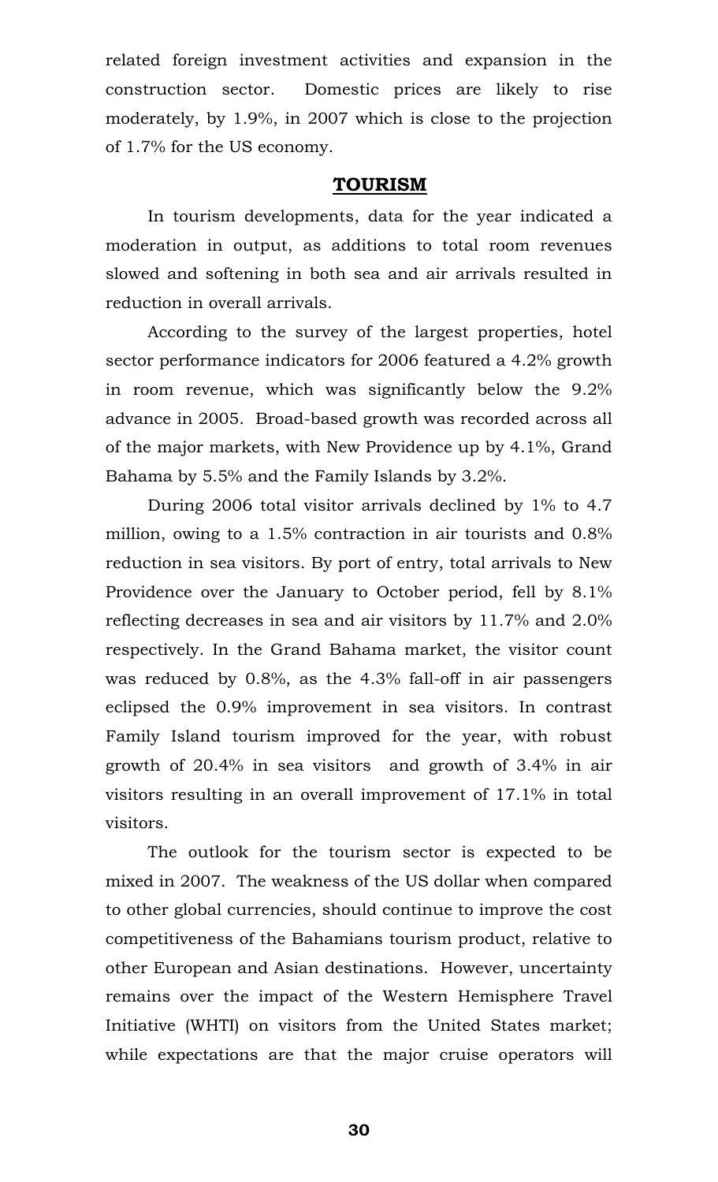related foreign investment activities and expansion in the construction sector. Domestic prices are likely to rise moderately, by 1.9%, in 2007 which is close to the projection of 1.7% for the US economy.

## TOURISM

In tourism developments, data for the year indicated a moderation in output, as additions to total room revenues slowed and softening in both sea and air arrivals resulted in reduction in overall arrivals.

According to the survey of the largest properties, hotel sector performance indicators for 2006 featured a 4.2% growth in room revenue, which was significantly below the 9.2% advance in 2005. Broad-based growth was recorded across all of the major markets, with New Providence up by 4.1%, Grand Bahama by 5.5% and the Family Islands by 3.2%.

During 2006 total visitor arrivals declined by 1% to 4.7 million, owing to a 1.5% contraction in air tourists and 0.8% reduction in sea visitors. By port of entry, total arrivals to New Providence over the January to October period, fell by 8.1% reflecting decreases in sea and air visitors by 11.7% and 2.0% respectively. In the Grand Bahama market, the visitor count was reduced by 0.8%, as the 4.3% fall-off in air passengers eclipsed the 0.9% improvement in sea visitors. In contrast Family Island tourism improved for the year, with robust growth of 20.4% in sea visitors and growth of 3.4% in air visitors resulting in an overall improvement of 17.1% in total visitors.

The outlook for the tourism sector is expected to be mixed in 2007. The weakness of the US dollar when compared to other global currencies, should continue to improve the cost competitiveness of the Bahamians tourism product, relative to other European and Asian destinations. However, uncertainty remains over the impact of the Western Hemisphere Travel Initiative (WHTI) on visitors from the United States market; while expectations are that the major cruise operators will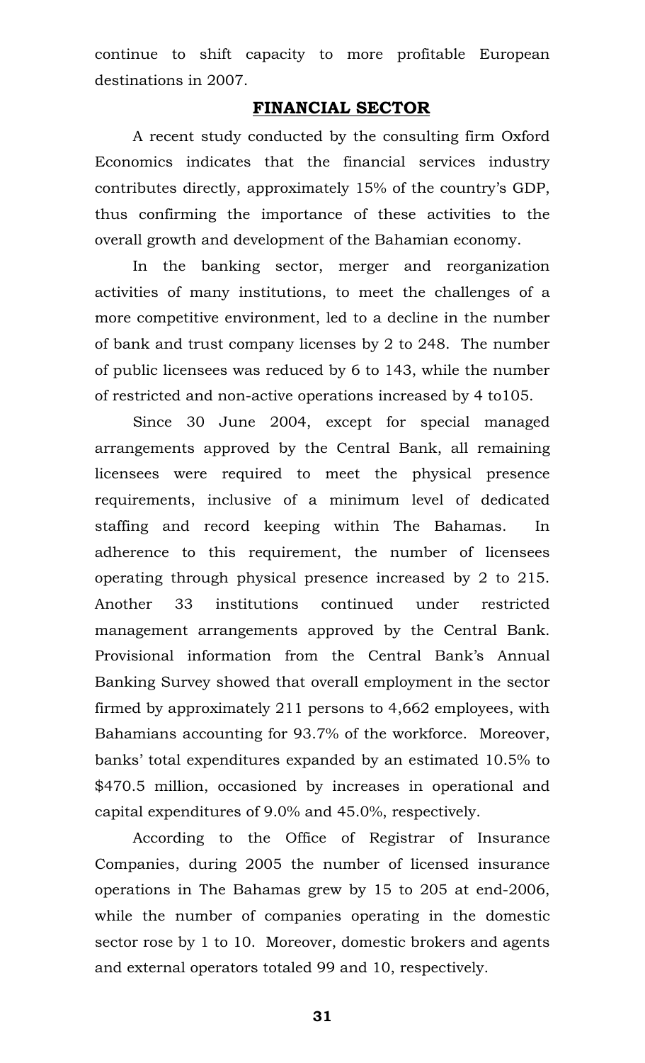continue to shift capacity to more profitable European destinations in 2007.

## FINANCIAL SECTOR

A recent study conducted by the consulting firm Oxford Economics indicates that the financial services industry contributes directly, approximately 15% of the country's GDP, thus confirming the importance of these activities to the overall growth and development of the Bahamian economy.

In the banking sector, merger and reorganization activities of many institutions, to meet the challenges of a more competitive environment, led to a decline in the number of bank and trust company licenses by 2 to 248. The number of public licensees was reduced by 6 to 143, while the number of restricted and non-active operations increased by 4 to105.

Since 30 June 2004, except for special managed arrangements approved by the Central Bank, all remaining licensees were required to meet the physical presence requirements, inclusive of a minimum level of dedicated staffing and record keeping within The Bahamas. In adherence to this requirement, the number of licensees operating through physical presence increased by 2 to 215. Another 33 institutions continued under restricted management arrangements approved by the Central Bank. Provisional information from the Central Bank's Annual Banking Survey showed that overall employment in the sector firmed by approximately 211 persons to 4,662 employees, with Bahamians accounting for 93.7% of the workforce. Moreover, banks' total expenditures expanded by an estimated 10.5% to $470.5 million, occasioned by increases in operational and capital expenditures of 9.0% and 45.0%, respectively.

According to the Office of Registrar of Insurance Companies, during 2005 the number of licensed insurance operations in The Bahamas grew by 15 to 205 at end-2006, while the number of companies operating in the domestic sector rose by 1 to 10. Moreover, domestic brokers and agents and external operators totaled 99 and 10, respectively.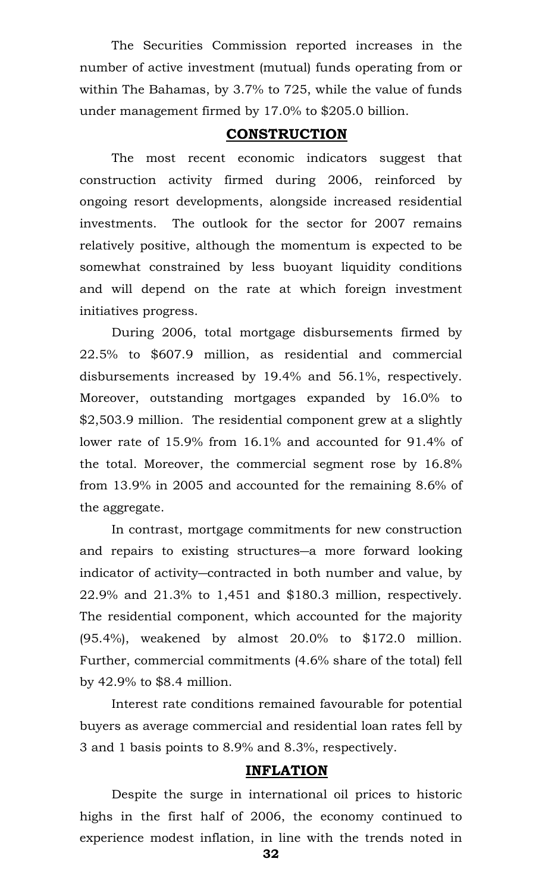The Securities Commission reported increases in the number of active investment (mutual) funds operating from or within The Bahamas, by 3.7% to 725, while the value of funds under management firmed by 17.0% to $205.0 billion.

## CONSTRUCTION

The most recent economic indicators suggest that construction activity firmed during 2006, reinforced by ongoing resort developments, alongside increased residential investments. The outlook for the sector for 2007 remains relatively positive, although the momentum is expected to be somewhat constrained by less buoyant liquidity conditions and will depend on the rate at which foreign investment initiatives progress.

During 2006, total mortgage disbursements firmed by 22.5% to $607.9 million, as residential and commercial disbursements increased by 19.4% and 56.1%, respectively. Moreover, outstanding mortgages expanded by 16.0% to $2,503.9 million. The residential component grew at a slightly lower rate of 15.9% from 16.1% and accounted for 91.4% of the total. Moreover, the commercial segment rose by 16.8% from 13.9% in 2005 and accounted for the remaining 8.6% of the aggregate.

In contrast, mortgage commitments for new construction and repairs to existing structures—a more forward looking indicator of activity—contracted in both number and value, by 22.9% and 21.3% to 1,451 and $180.3 million, respectively. The residential component, which accounted for the majority (95.4%), weakened by almost 20.0% to $172.0 million. Further, commercial commitments (4.6% share of the total) fell by 42.9% to $8.4 million.

Interest rate conditions remained favourable for potential buyers as average commercial and residential loan rates fell by 3 and 1 basis points to 8.9% and 8.3%, respectively.

## INFLATION

Despite the surge in international oil prices to historic highs in the first half of 2006, the economy continued to experience modest inflation, in line with the trends noted in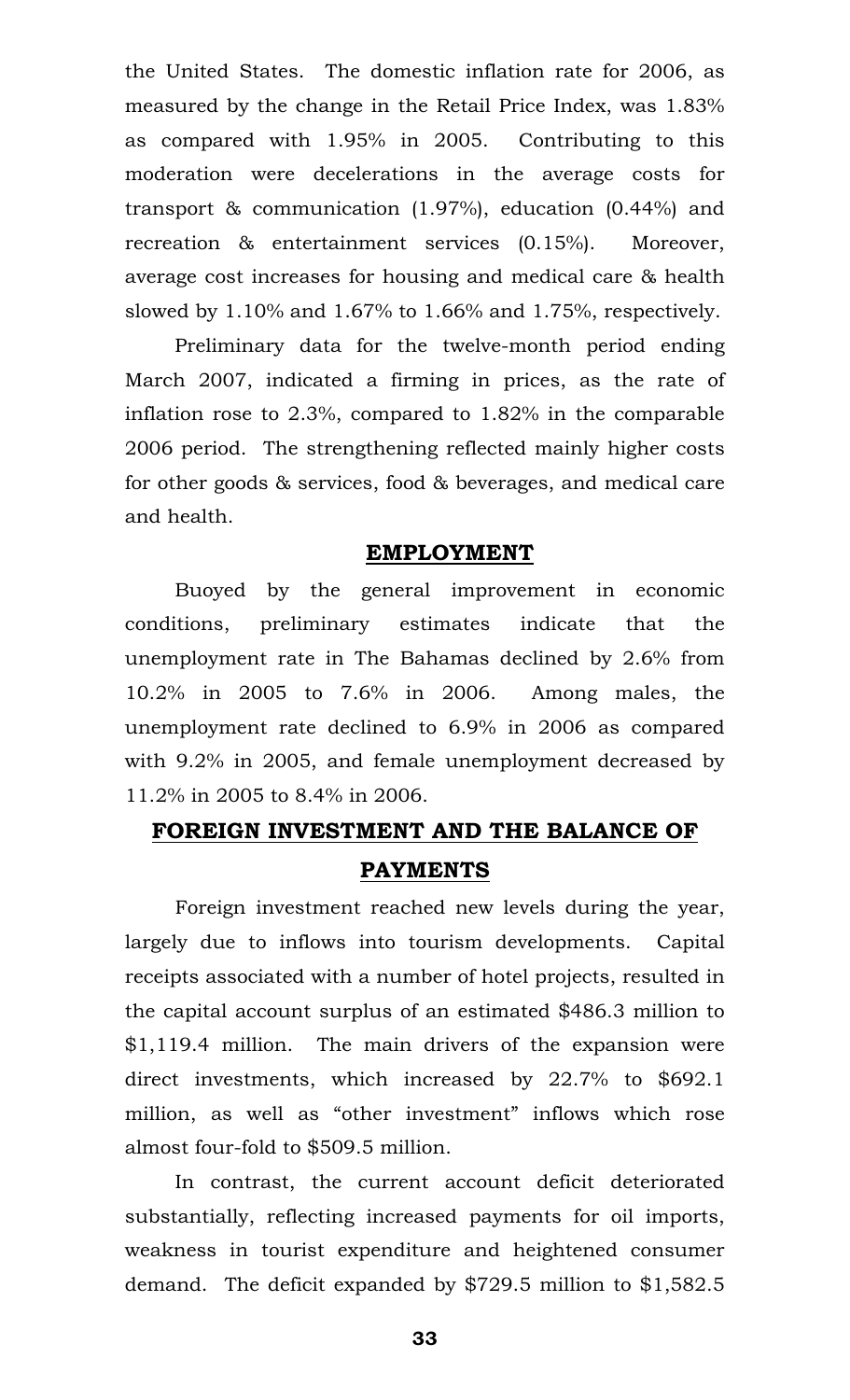the United States. The domestic inflation rate for 2006, as measured by the change in the Retail Price Index, was 1.83% as compared with 1.95% in 2005. Contributing to this moderation were decelerations in the average costs for transport & communication (1.97%), education (0.44%) and recreation & entertainment services (0.15%). Moreover, average cost increases for housing and medical care & health slowed by 1.10% and 1.67% to 1.66% and 1.75%, respectively.

Preliminary data for the twelve-month period ending March 2007, indicated a firming in prices, as the rate of inflation rose to 2.3%, compared to 1.82% in the comparable 2006 period. The strengthening reflected mainly higher costs for other goods & services, food & beverages, and medical care and health.

## EMPLOYMENT

Buoyed by the general improvement in economic conditions, preliminary estimates indicate that the unemployment rate in The Bahamas declined by 2.6% from 10.2% in 2005 to 7.6% in 2006. Among males, the unemployment rate declined to 6.9% in 2006 as compared with 9.2% in 2005, and female unemployment decreased by 11.2% in 2005 to 8.4% in 2006.

## FOREIGN INVESTMENT AND THE BALANCE OF PAYMENTS

Foreign investment reached new levels during the year, largely due to inflows into tourism developments. Capital receipts associated with a number of hotel projects, resulted in the capital account surplus of an estimated $486.3 million to $1,119.4 million. The main drivers of the expansion were direct investments, which increased by 22.7% to $692.1 million, as well as "other investment" inflows which rose almost four-fold to $509.5 million.

In contrast, the current account deficit deteriorated substantially, reflecting increased payments for oil imports, weakness in tourist expenditure and heightened consumer demand. The deficit expanded by $729.5 million to $1,582.5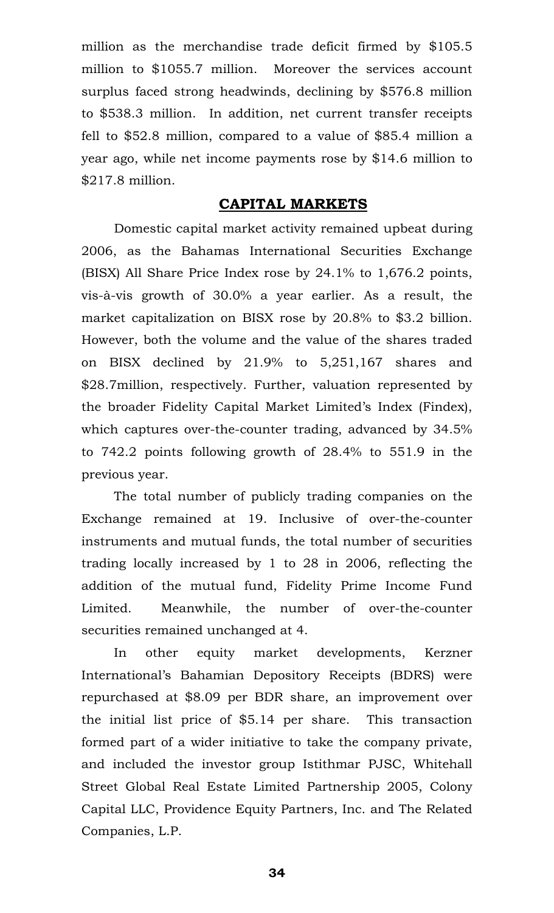million as the merchandise trade deficit firmed by $105.5 million to $1055.7 million. Moreover the services account surplus faced strong headwinds, declining by $576.8 million to $538.3 million. In addition, net current transfer receipts fell to $52.8 million, compared to a value of $85.4 million a year ago, while net income payments rose by $14.6 million to $217.8 million.

## CAPITAL MARKETS

Domestic capital market activity remained upbeat during 2006, as the Bahamas International Securities Exchange (BISX) All Share Price Index rose by 24.1% to 1,676.2 points, vis-à-vis growth of 30.0% a year earlier. As a result, the market capitalization on BISX rose by 20.8% to $3.2 billion. However, both the volume and the value of the shares traded on BISX declined by 21.9% to 5,251,167 shares and $28.7million, respectively. Further, valuation represented by the broader Fidelity Capital Market Limited's Index (Findex), which captures over-the-counter trading, advanced by 34.5% to 742.2 points following growth of 28.4% to 551.9 in the previous year.

The total number of publicly trading companies on the Exchange remained at 19. Inclusive of over-the-counter instruments and mutual funds, the total number of securities trading locally increased by 1 to 28 in 2006, reflecting the addition of the mutual fund, Fidelity Prime Income Fund Limited. Meanwhile, the number of over-the-counter securities remained unchanged at 4.

In other equity market developments, Kerzner International's Bahamian Depository Receipts (BDRS) were repurchased at $8.09 per BDR share, an improvement over the initial list price of $5.14 per share. This transaction formed part of a wider initiative to take the company private, and included the investor group Istithmar PJSC, Whitehall Street Global Real Estate Limited Partnership 2005, Colony Capital LLC, Providence Equity Partners, Inc. and The Related Companies, L.P.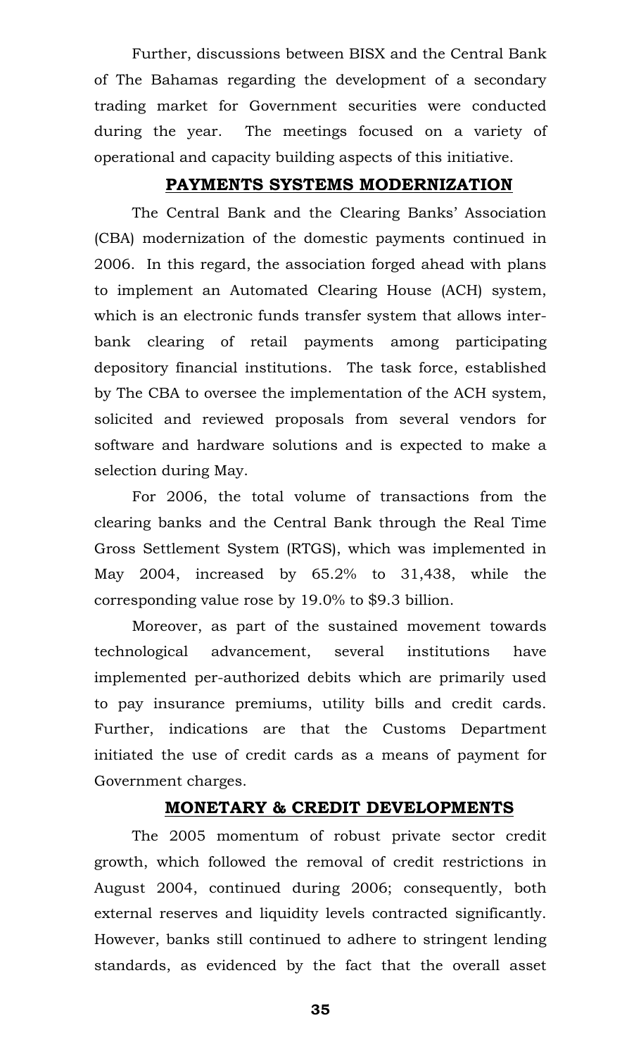Further, discussions between BISX and the Central Bank of The Bahamas regarding the development of a secondary trading market for Government securities were conducted during the year. The meetings focused on a variety of operational and capacity building aspects of this initiative.

## PAYMENTS SYSTEMS MODERNIZATION

The Central Bank and the Clearing Banks' Association (CBA) modernization of the domestic payments continued in 2006. In this regard, the association forged ahead with plans to implement an Automated Clearing House (ACH) system, which is an electronic funds transfer system that allows inter-bank clearing of retail payments among participating depository financial institutions. The task force, established by The CBA to oversee the implementation of the ACH system, solicited and reviewed proposals from several vendors for software and hardware solutions and is expected to make a selection during May.

For 2006, the total volume of transactions from the clearing banks and the Central Bank through the Real Time Gross Settlement System (RTGS), which was implemented in May 2004, increased by 65.2% to 31,438, while the corresponding value rose by 19.0% to $9.3 billion.

Moreover, as part of the sustained movement towards technological advancement, several institutions have implemented per-authorized debits which are primarily used to pay insurance premiums, utility bills and credit cards. Further, indications are that the Customs Department initiated the use of credit cards as a means of payment for Government charges.

## MONETARY & CREDIT DEVELOPMENTS

The 2005 momentum of robust private sector credit growth, which followed the removal of credit restrictions in August 2004, continued during 2006; consequently, both external reserves and liquidity levels contracted significantly. However, banks still continued to adhere to stringent lending standards, as evidenced by the fact that the overall asset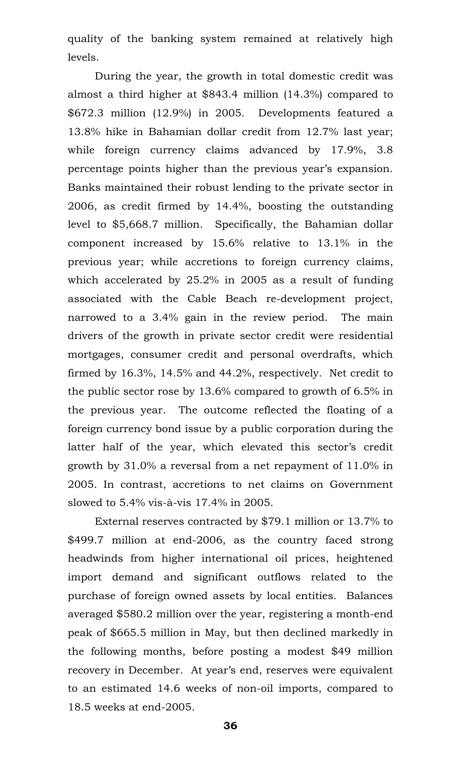quality of the banking system remained at relatively high levels.

During the year, the growth in total domestic credit was almost a third higher at $843.4 million (14.3%) compared to $672.3 million (12.9%) in 2005. Developments featured a 13.8% hike in Bahamian dollar credit from 12.7% last year; while foreign currency claims advanced by 17.9%, 3.8 percentage points higher than the previous year's expansion. Banks maintained their robust lending to the private sector in 2006, as credit firmed by 14.4%, boosting the outstanding level to $5,668.7 million. Specifically, the Bahamian dollar component increased by 15.6% relative to 13.1% in the previous year; while accretions to foreign currency claims, which accelerated by 25.2% in 2005 as a result of funding associated with the Cable Beach re-development project, narrowed to a 3.4% gain in the review period. The main drivers of the growth in private sector credit were residential mortgages, consumer credit and personal overdrafts, which firmed by 16.3%, 14.5% and 44.2%, respectively. Net credit to the public sector rose by 13.6% compared to growth of 6.5% in the previous year. The outcome reflected the floating of a foreign currency bond issue by a public corporation during the latter half of the year, which elevated this sector's credit growth by 31.0% a reversal from a net repayment of 11.0% in 2005. In contrast, accretions to net claims on Government slowed to 5.4% vis-à-vis 17.4% in 2005.

External reserves contracted by $79.1 million or 13.7% to $499.7 million at end-2006, as the country faced strong headwinds from higher international oil prices, heightened import demand and significant outflows related to the purchase of foreign owned assets by local entities. Balances averaged $580.2 million over the year, registering a month-end peak of $665.5 million in May, but then declined markedly in the following months, before posting a modest $49 million recovery in December. At year's end, reserves were equivalent to an estimated 14.6 weeks of non-oil imports, compared to 18.5 weeks at end-2005.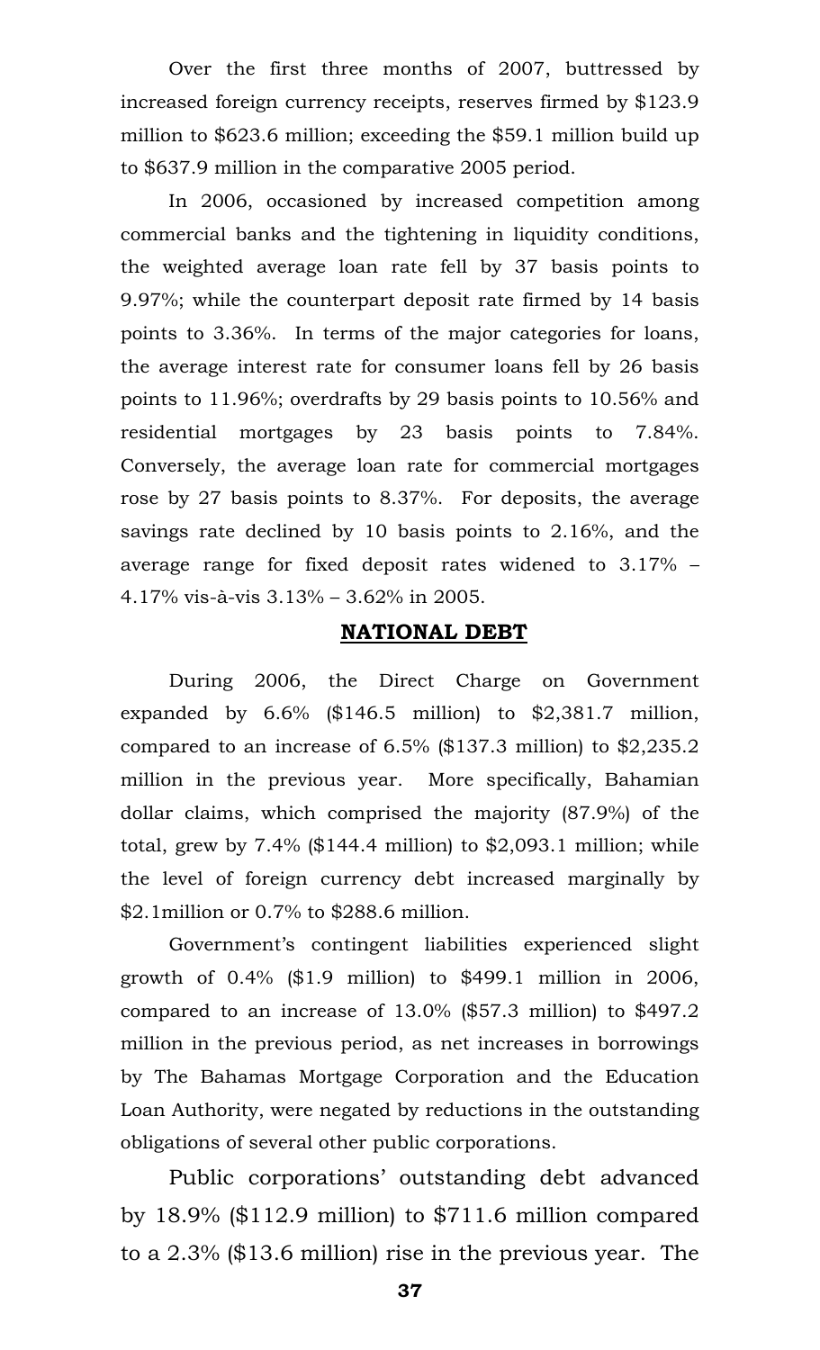Over the first three months of 2007, buttressed by increased foreign currency receipts, reserves firmed by $123.9 million to $623.6 million; exceeding the $59.1 million build up to $637.9 million in the comparative 2005 period.

In 2006, occasioned by increased competition among commercial banks and the tightening in liquidity conditions, the weighted average loan rate fell by 37 basis points to 9.97%; while the counterpart deposit rate firmed by 14 basis points to 3.36%. In terms of the major categories for loans, the average interest rate for consumer loans fell by 26 basis points to 11.96%; overdrafts by 29 basis points to 10.56% and residential mortgages by 23 basis points to 7.84%. Conversely, the average loan rate for commercial mortgages rose by 27 basis points to 8.37%. For deposits, the average savings rate declined by 10 basis points to 2.16%, and the average range for fixed deposit rates widened to 3.17% – 4.17% vis-à-vis 3.13% – 3.62% in 2005.

## NATIONAL DEBT

During 2006, the Direct Charge on Government expanded by 6.6% ($146.5 million) to $2,381.7 million, compared to an increase of 6.5% ($137.3 million) to $2,235.2 million in the previous year. More specifically, Bahamian dollar claims, which comprised the majority (87.9%) of the total, grew by 7.4% ($144.4 million) to $2,093.1 million; while the level of foreign currency debt increased marginally by $2.1million or 0.7% to $288.6 million.

Government's contingent liabilities experienced slight growth of 0.4% ($1.9 million) to $499.1 million in 2006, compared to an increase of 13.0% ($57.3 million) to $497.2 million in the previous period, as net increases in borrowings by The Bahamas Mortgage Corporation and the Education Loan Authority, were negated by reductions in the outstanding obligations of several other public corporations.

Public corporations' outstanding debt advanced by 18.9% ($112.9 million) to $711.6 million compared to a 2.3% ($13.6 million) rise in the previous year. The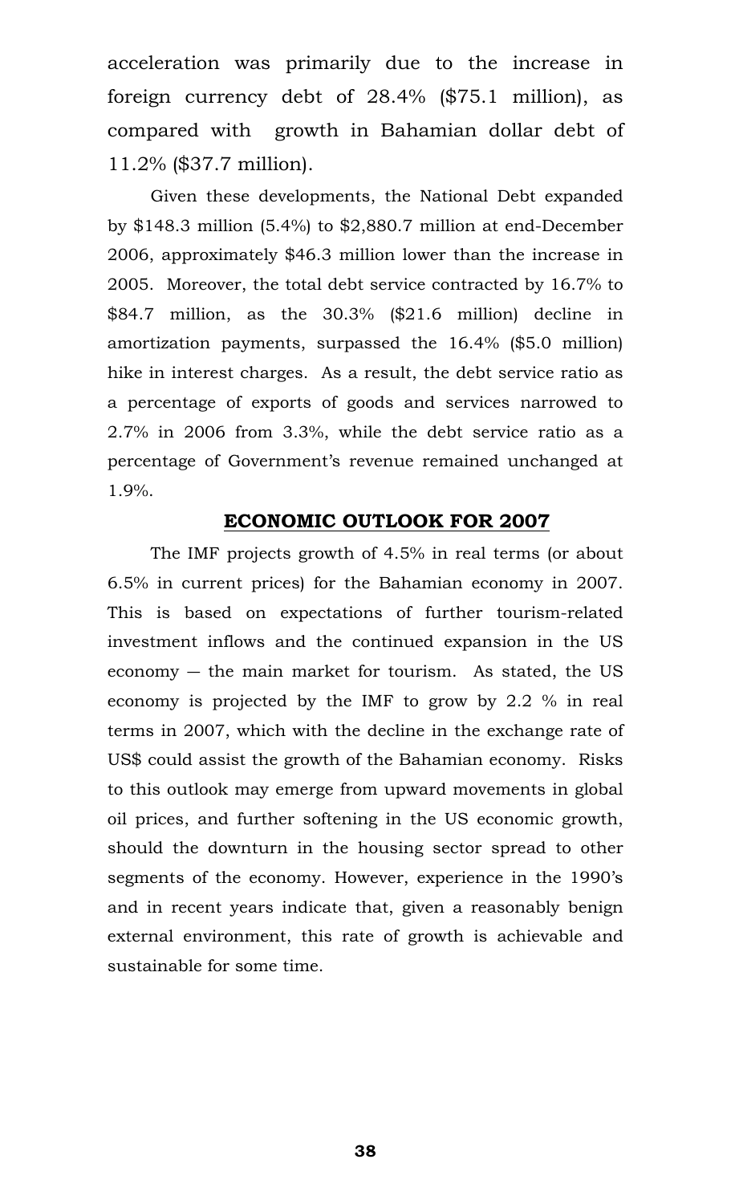acceleration was primarily due to the increase in foreign currency debt of 28.4% ($75.1 million), as compared with growth in Bahamian dollar debt of 11.2% ($37.7 million).

Given these developments, the National Debt expanded by $148.3 million (5.4%) to $2,880.7 million at end-December 2006, approximately $46.3 million lower than the increase in 2005. Moreover, the total debt service contracted by 16.7% to $84.7 million, as the 30.3% ($21.6 million) decline in amortization payments, surpassed the 16.4% ($5.0 million) hike in interest charges. As a result, the debt service ratio as a percentage of exports of goods and services narrowed to 2.7% in 2006 from 3.3%, while the debt service ratio as a percentage of Government's revenue remained unchanged at 1.9%.

## ECONOMIC OUTLOOK FOR 2007

The IMF projects growth of 4.5% in real terms (or about 6.5% in current prices) for the Bahamian economy in 2007. This is based on expectations of further tourism-related investment inflows and the continued expansion in the US economy — the main market for tourism. As stated, the US economy is projected by the IMF to grow by 2.2 % in real terms in 2007, which with the decline in the exchange rate of US$ could assist the growth of the Bahamian economy. Risks to this outlook may emerge from upward movements in global oil prices, and further softening in the US economic growth, should the downturn in the housing sector spread to other segments of the economy. However, experience in the 1990's and in recent years indicate that, given a reasonably benign external environment, this rate of growth is achievable and sustainable for some time.